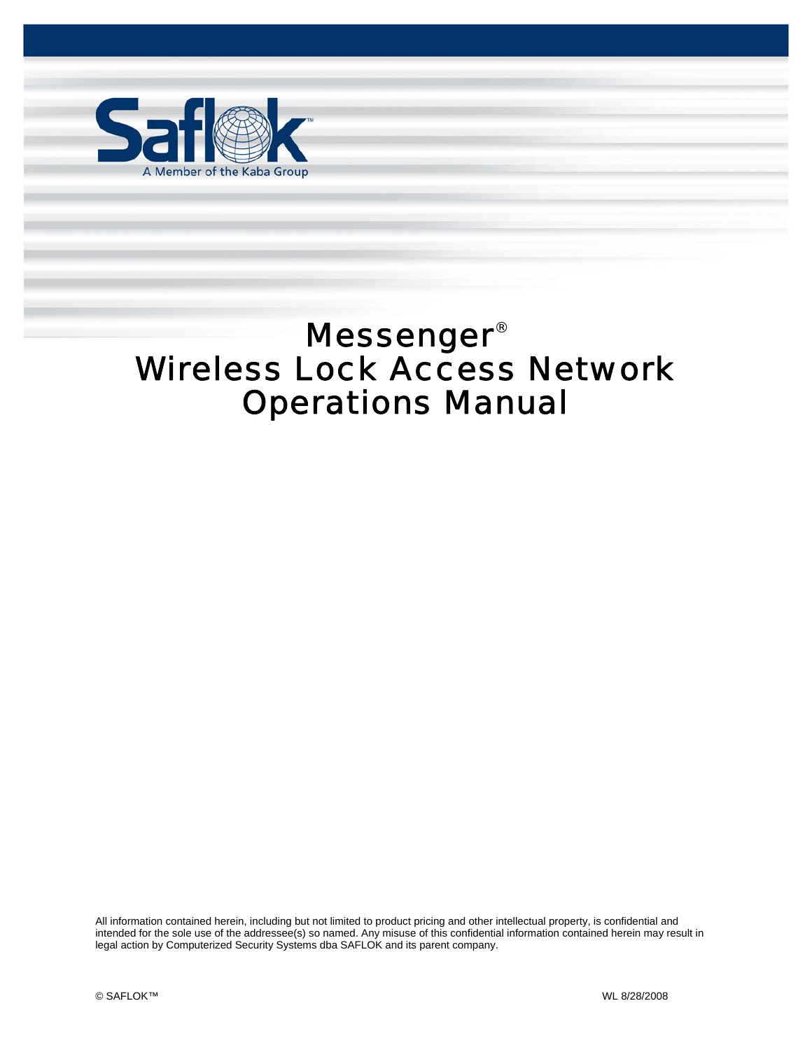Saflok

A Member of the Kaba Group

# Messenger®
# Wireless Lock Access Network
# Operations Manual

All information contained herein, including but not limited to product pricing and other intellectual property, is confidential and intended for the sole use of the addressee(s) so named. Any misuse of this confidential information contained herein may result in legal action by Computerized Security Systems dba SAFLOK and its parent company.

© SAFLOK™ WL 8/28/2008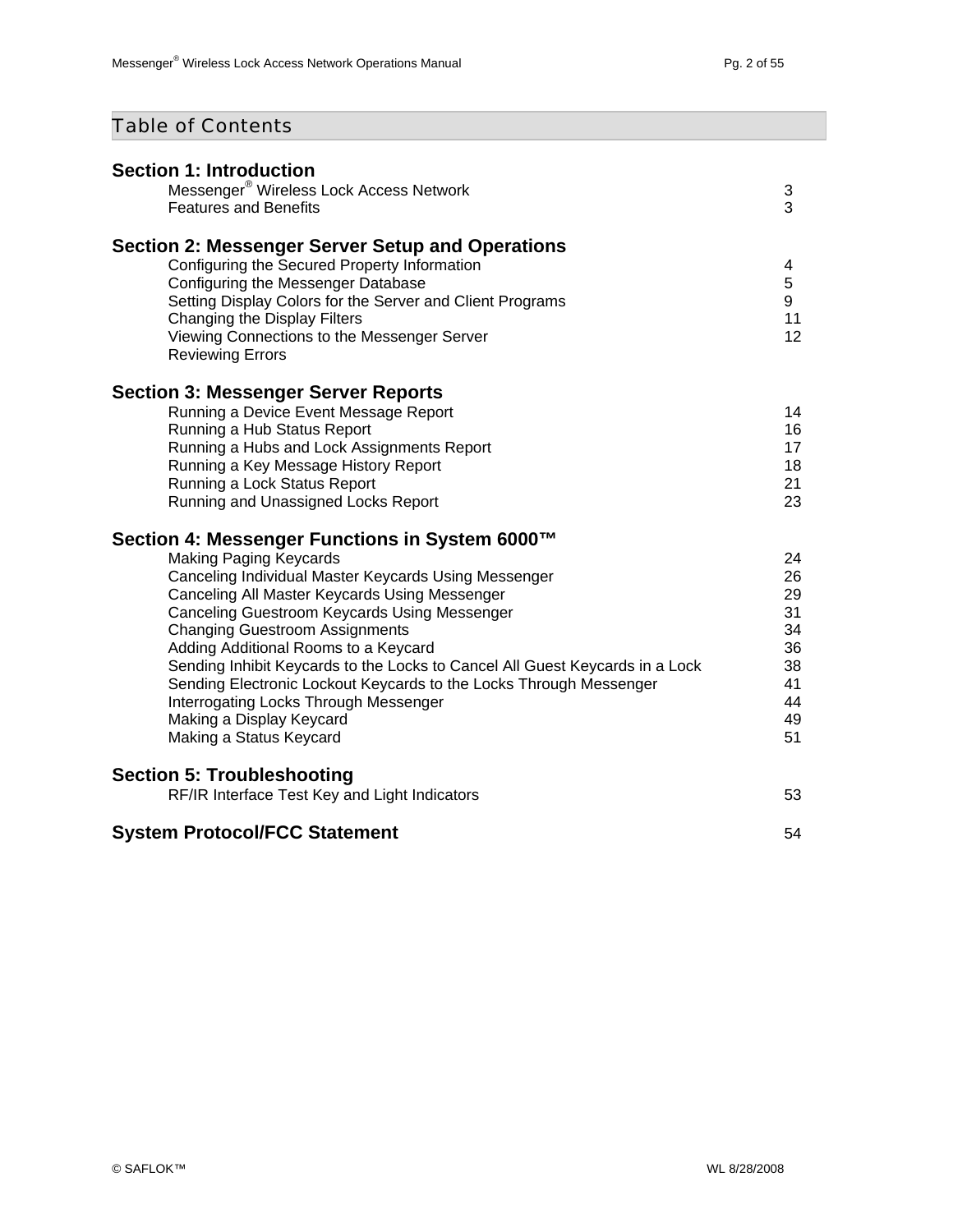# Table of Contents

**Section 1: Introduction**

| | |
|---|---|
| Messenger® Wireless Lock Access Network | 3 |
| Features and Benefits | 3 |

**Section 2: Messenger Server Setup and Operations**

| | |
|---|---|
| Configuring the Secured Property Information | 4 |
| Configuring the Messenger Database | 5 |
| Setting Display Colors for the Server and Client Programs | 9 |
| Changing the Display Filters | 11 |
| Viewing Connections to the Messenger Server | 12 |
| Reviewing Errors | |

**Section 3: Messenger Server Reports**

| | |
|---|---|
| Running a Device Event Message Report | 14 |
| Running a Hub Status Report | 16 |
| Running a Hubs and Lock Assignments Report | 17 |
| Running a Key Message History Report | 18 |
| Running a Lock Status Report | 21 |
| Running and Unassigned Locks Report | 23 |

**Section 4: Messenger Functions in System 6000™**

| | |
|---|---|
| Making Paging Keycards | 24 |
| Canceling Individual Master Keycards Using Messenger | 26 |
| Canceling All Master Keycards Using Messenger | 29 |
| Canceling Guestroom Keycards Using Messenger | 31 |
| Changing Guestroom Assignments | 34 |
| Adding Additional Rooms to a Keycard | 36 |
| Sending Inhibit Keycards to the Locks to Cancel All Guest Keycards in a Lock | 38 |
| Sending Electronic Lockout Keycards to the Locks Through Messenger | 41 |
| Interrogating Locks Through Messenger | 44 |
| Making a Display Keycard | 49 |
| Making a Status Keycard | 51 |

**Section 5: Troubleshooting**

| | |
|---|---|
| RF/IR Interface Test Key and Light Indicators | 53 |

**System Protocol/FCC Statement** 54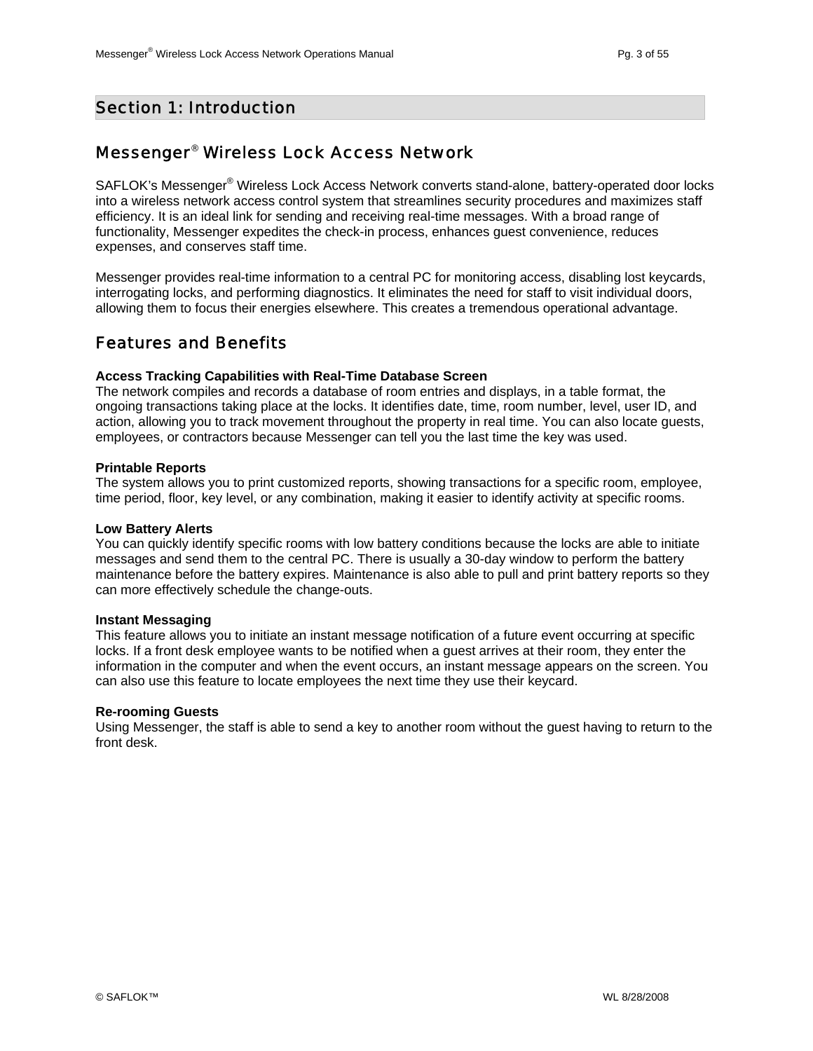# Section 1: Introduction

## Messenger® Wireless Lock Access Network

SAFLOK's Messenger® Wireless Lock Access Network converts stand-alone, battery-operated door locks into a wireless network access control system that streamlines security procedures and maximizes staff efficiency. It is an ideal link for sending and receiving real-time messages. With a broad range of functionality, Messenger expedites the check-in process, enhances guest convenience, reduces expenses, and conserves staff time.

Messenger provides real-time information to a central PC for monitoring access, disabling lost keycards, interrogating locks, and performing diagnostics. It eliminates the need for staff to visit individual doors, allowing them to focus their energies elsewhere. This creates a tremendous operational advantage.

## Features and Benefits

**Access Tracking Capabilities with Real-Time Database Screen**
The network compiles and records a database of room entries and displays, in a table format, the ongoing transactions taking place at the locks. It identifies date, time, room number, level, user ID, and action, allowing you to track movement throughout the property in real time. You can also locate guests, employees, or contractors because Messenger can tell you the last time the key was used.

**Printable Reports**
The system allows you to print customized reports, showing transactions for a specific room, employee, time period, floor, key level, or any combination, making it easier to identify activity at specific rooms.

**Low Battery Alerts**
You can quickly identify specific rooms with low battery conditions because the locks are able to initiate messages and send them to the central PC. There is usually a 30-day window to perform the battery maintenance before the battery expires. Maintenance is also able to pull and print battery reports so they can more effectively schedule the change-outs.

**Instant Messaging**
This feature allows you to initiate an instant message notification of a future event occurring at specific locks. If a front desk employee wants to be notified when a guest arrives at their room, they enter the information in the computer and when the event occurs, an instant message appears on the screen. You can also use this feature to locate employees the next time they use their keycard.

**Re-rooming Guests**
Using Messenger, the staff is able to send a key to another room without the guest having to return to the front desk.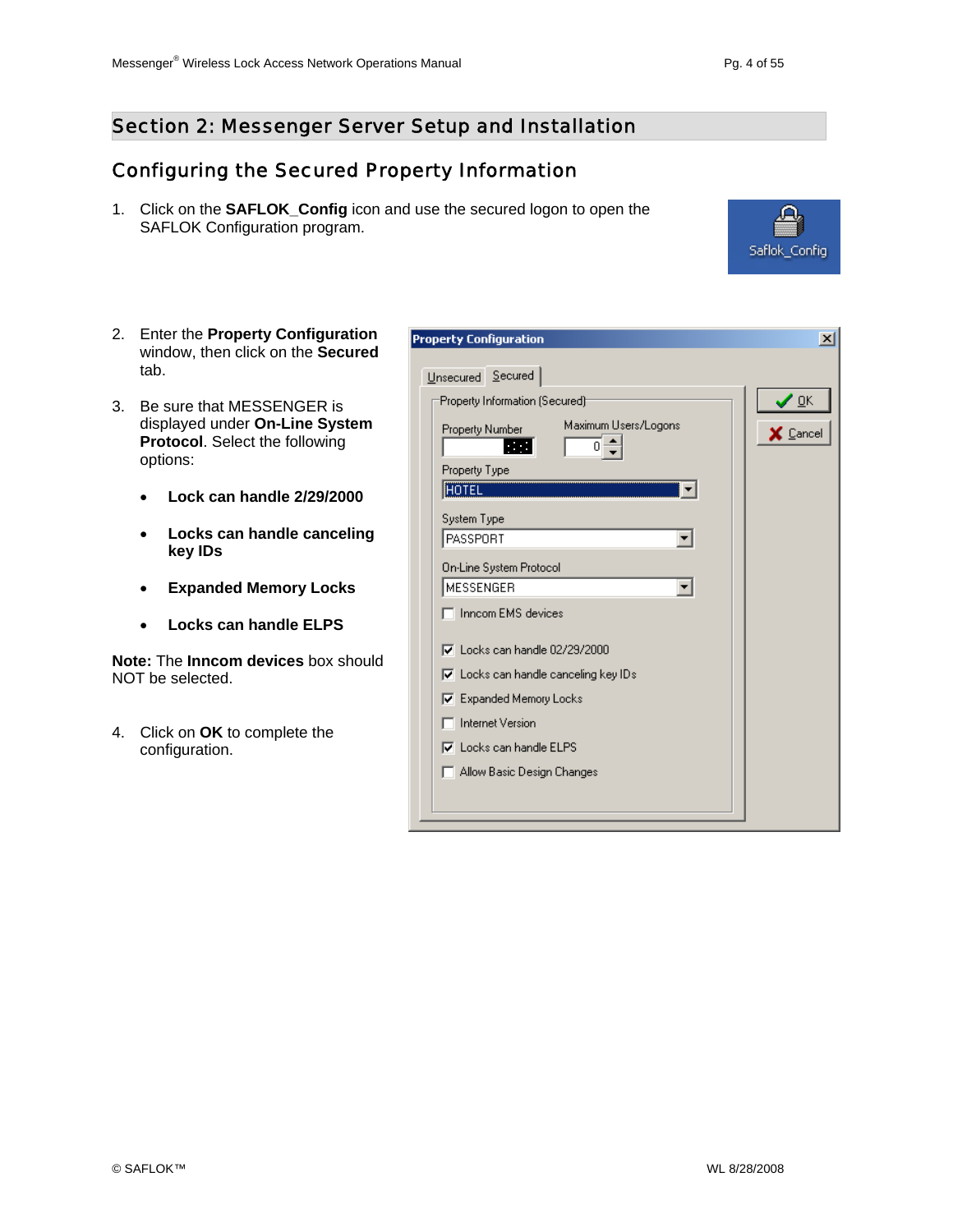## Section 2: Messenger Server Setup and Installation

### Configuring the Secured Property Information

1. Click on the **SAFLOK_Config** icon and use the secured logon to open the SAFLOK Configuration program.

2. Enter the **Property Configuration** window, then click on the **Secured** tab.

3. Be sure that MESSENGER is displayed under **On-Line System Protocol**. Select the following options:

   - **Lock can handle 2/29/2000**
   - **Locks can handle canceling key IDs**
   - **Expanded Memory Locks**
   - **Locks can handle ELPS**

**Note:** The **Inncom devices** box should NOT be selected.

4. Click on **OK** to complete the configuration.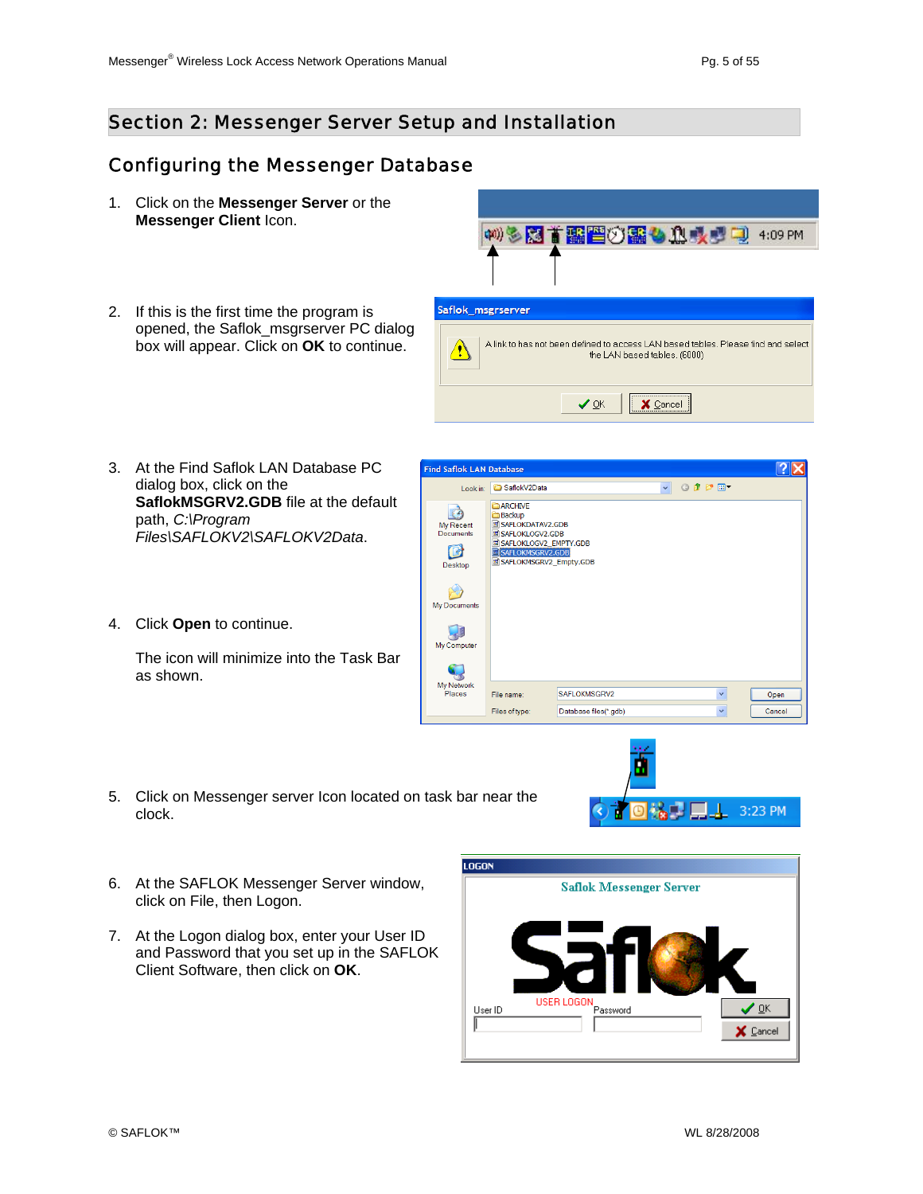## Section 2: Messenger Server Setup and Installation

### Configuring the Messenger Database

1. Click on the **Messenger Server** or the **Messenger Client** Icon.

2. If this is the first time the program is opened, the Saflok_msgrserver PC dialog box will appear. Click on **OK** to continue.

3. At the Find Saflok LAN Database PC dialog box, click on the **SaflokMSGRV2.GDB** file at the default path, *C:\Program Files\SAFLOKV2\SAFLOKV2Data*.

4. Click **Open** to continue.

   The icon will minimize into the Task Bar as shown.

5. Click on Messenger server Icon located on task bar near the clock.

6. At the SAFLOK Messenger Server window, click on File, then Logon.

7. At the Logon dialog box, enter your User ID and Password that you set up in the SAFLOK Client Software, then click on **OK**.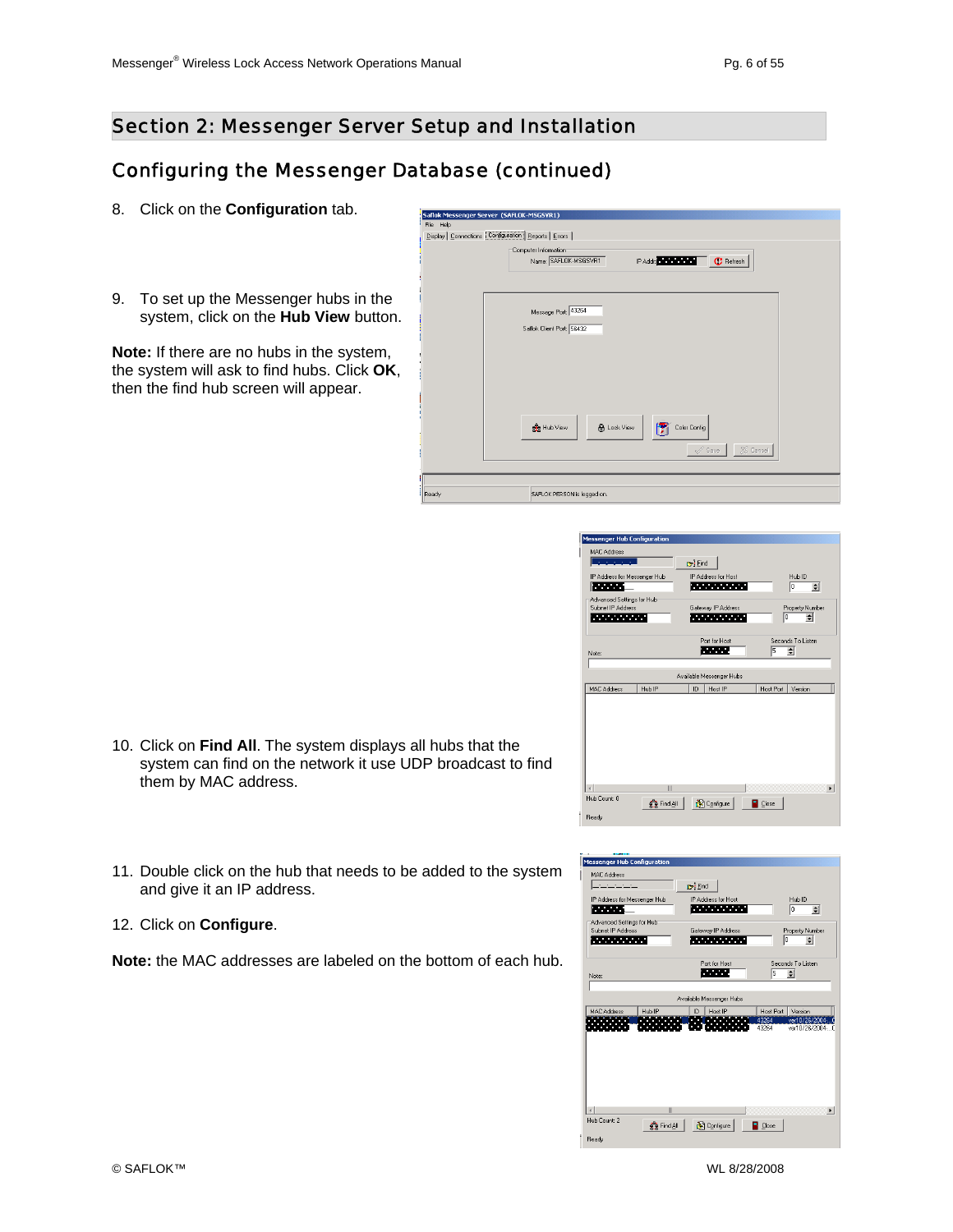## Section 2: Messenger Server Setup and Installation

### Configuring the Messenger Database (continued)

8. Click on the **Configuration** tab.

9. To set up the Messenger hubs in the system, click on the **Hub View** button.

**Note:** If there are no hubs in the system, the system will ask to find hubs. Click **OK**, then the find hub screen will appear.

10. Click on **Find All**. The system displays all hubs that the system can find on the network it use UDP broadcast to find them by MAC address.

11. Double click on the hub that needs to be added to the system and give it an IP address.

12. Click on **Configure**.

**Note:** the MAC addresses are labeled on the bottom of each hub.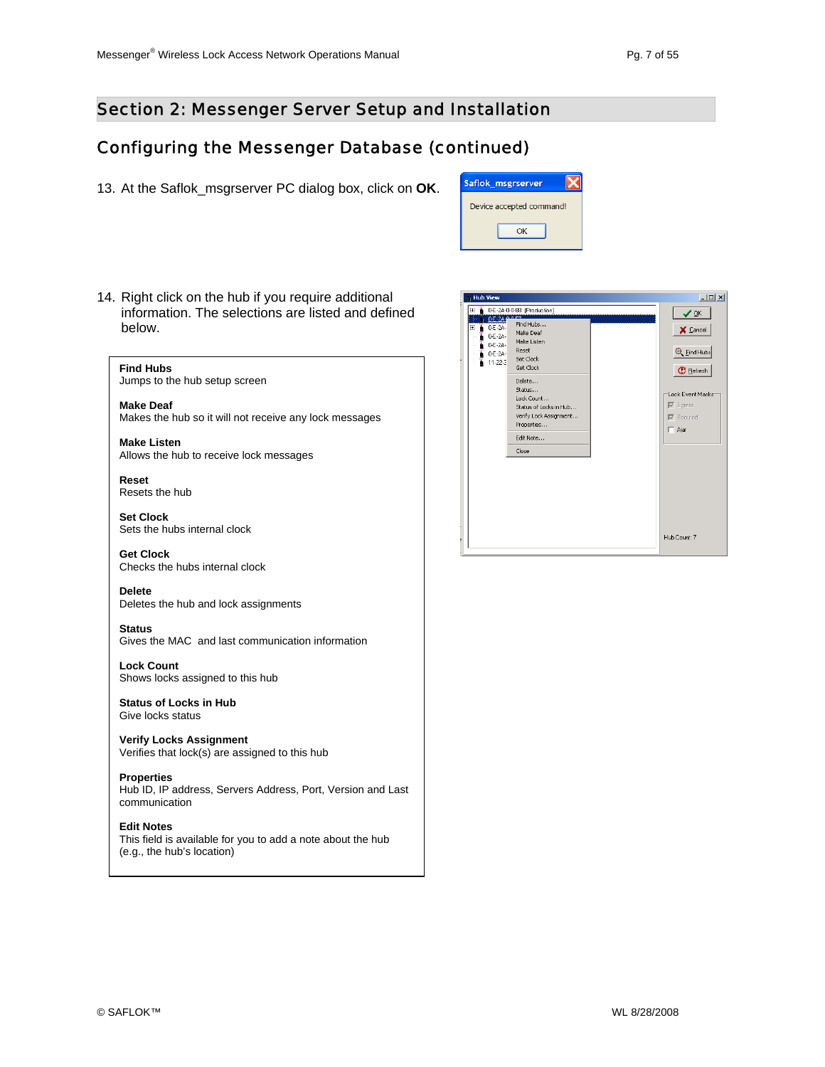## Section 2: Messenger Server Setup and Installation

### Configuring the Messenger Database (continued)

13. At the Saflok_msgrserver PC dialog box, click on **OK**.

14. Right click on the hub if you require additional information. The selections are listed and defined below.

**Find Hubs**
Jumps to the hub setup screen

**Make Deaf**
Makes the hub so it will not receive any lock messages

**Make Listen**
Allows the hub to receive lock messages

**Reset**
Resets the hub

**Set Clock**
Sets the hubs internal clock

**Get Clock**
Checks the hubs internal clock

**Delete**
Deletes the hub and lock assignments

**Status**
Gives the MAC and last communication information

**Lock Count**
Shows locks assigned to this hub

**Status of Locks in Hub**
Give locks status

**Verify Locks Assignment**
Verifies that lock(s) are assigned to this hub

**Properties**
Hub ID, IP address, Servers Address, Port, Version and Last communication

**Edit Notes**
This field is available for you to add a note about the hub (e.g., the hub's location)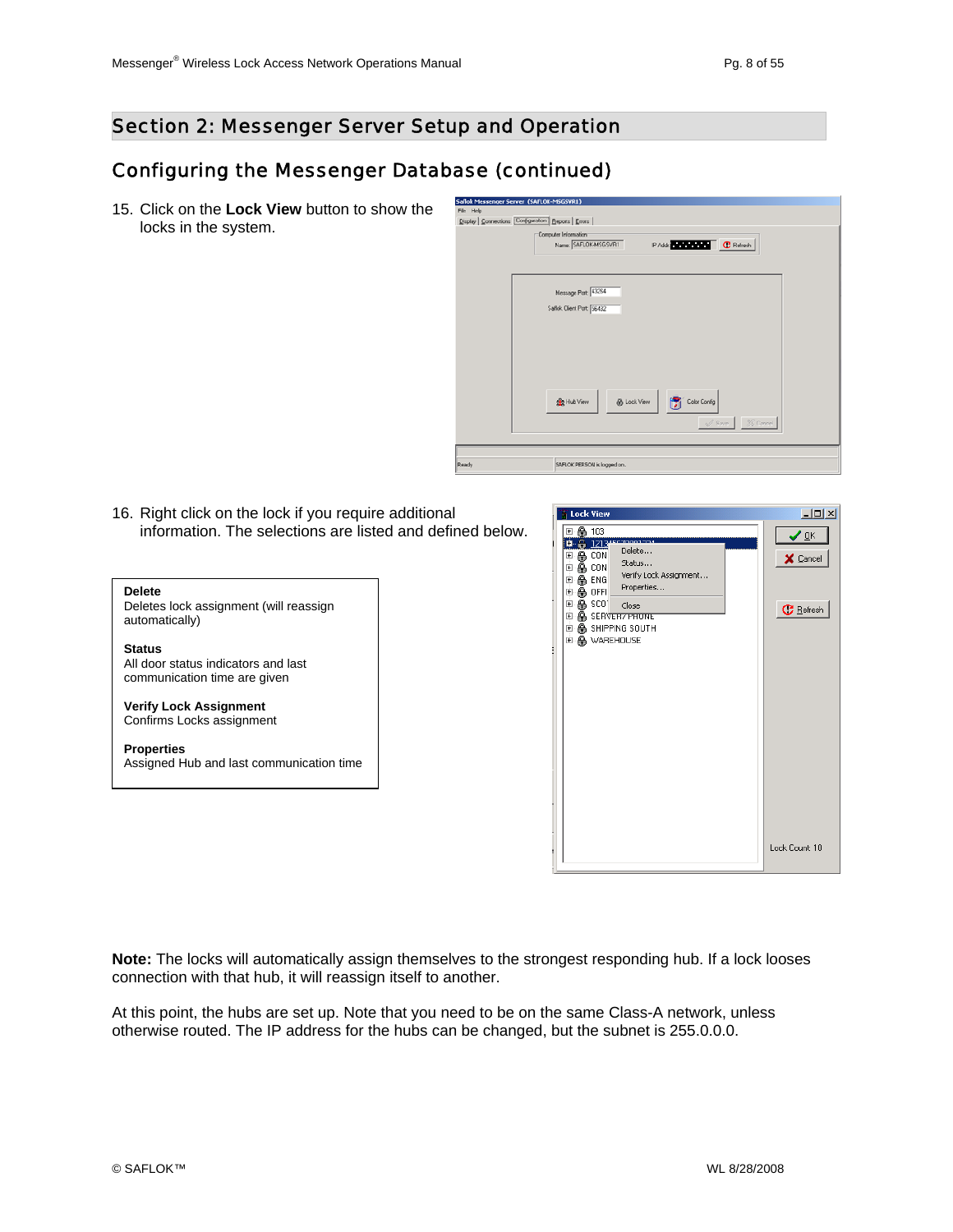## Section 2: Messenger Server Setup and Operation

### Configuring the Messenger Database (continued)

15. Click on the **Lock View** button to show the locks in the system.

16. Right click on the lock if you require additional information. The selections are listed and defined below.

**Delete**
Deletes lock assignment (will reassign automatically)

**Status**
All door status indicators and last communication time are given

**Verify Lock Assignment**
Confirms Locks assignment

**Properties**
Assigned Hub and last communication time

**Note:** The locks will automatically assign themselves to the strongest responding hub. If a lock looses connection with that hub, it will reassign itself to another.

At this point, the hubs are set up. Note that you need to be on the same Class-A network, unless otherwise routed. The IP address for the hubs can be changed, but the subnet is 255.0.0.0.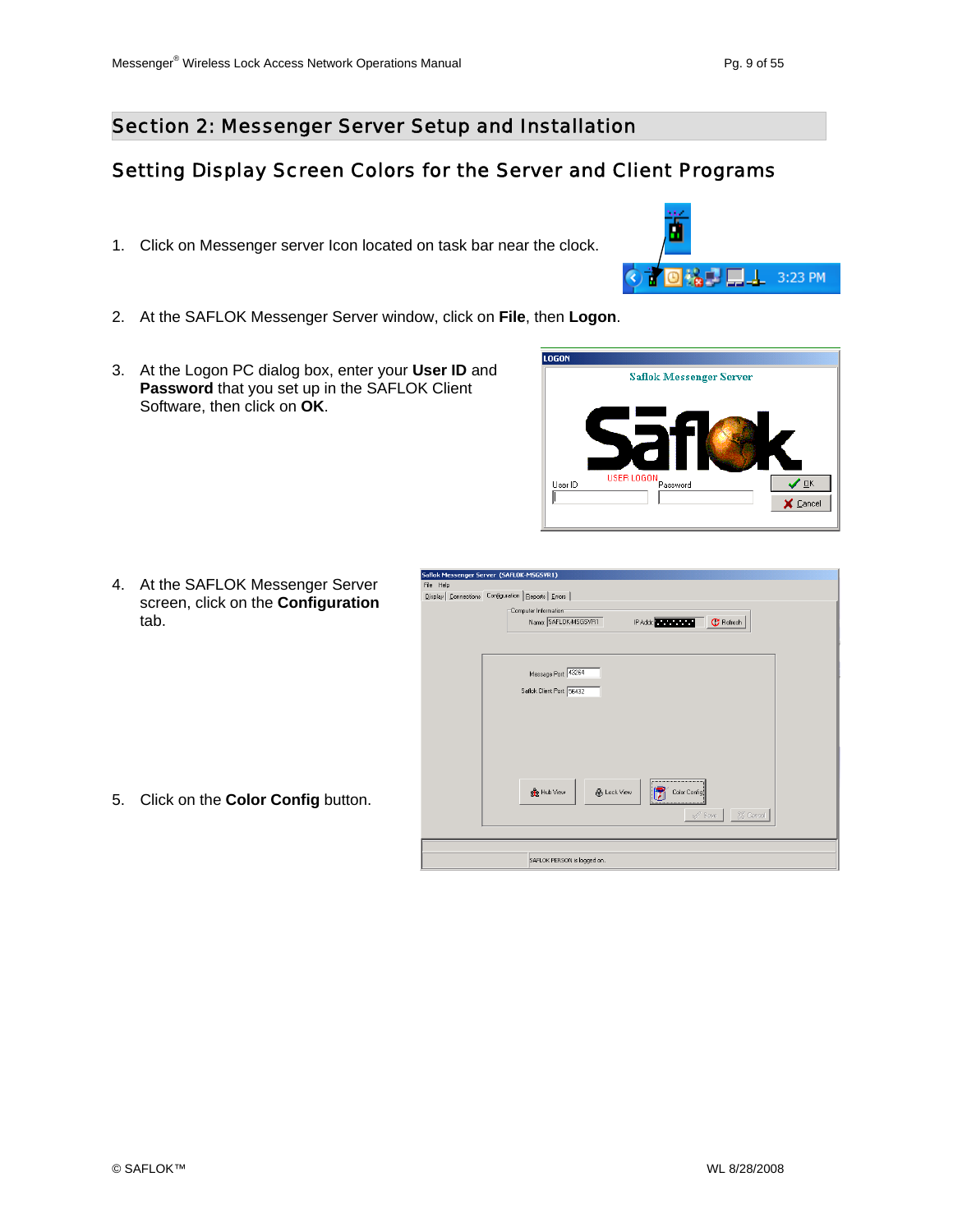# Section 2: Messenger Server Setup and Installation

## Setting Display Screen Colors for the Server and Client Programs

1. Click on Messenger server Icon located on task bar near the clock.

2. At the SAFLOK Messenger Server window, click on **File**, then **Logon**.

3. At the Logon PC dialog box, enter your **User ID** and **Password** that you set up in the SAFLOK Client Software, then click on **OK**.

4. At the SAFLOK Messenger Server screen, click on the **Configuration** tab.

5. Click on the **Color Config** button.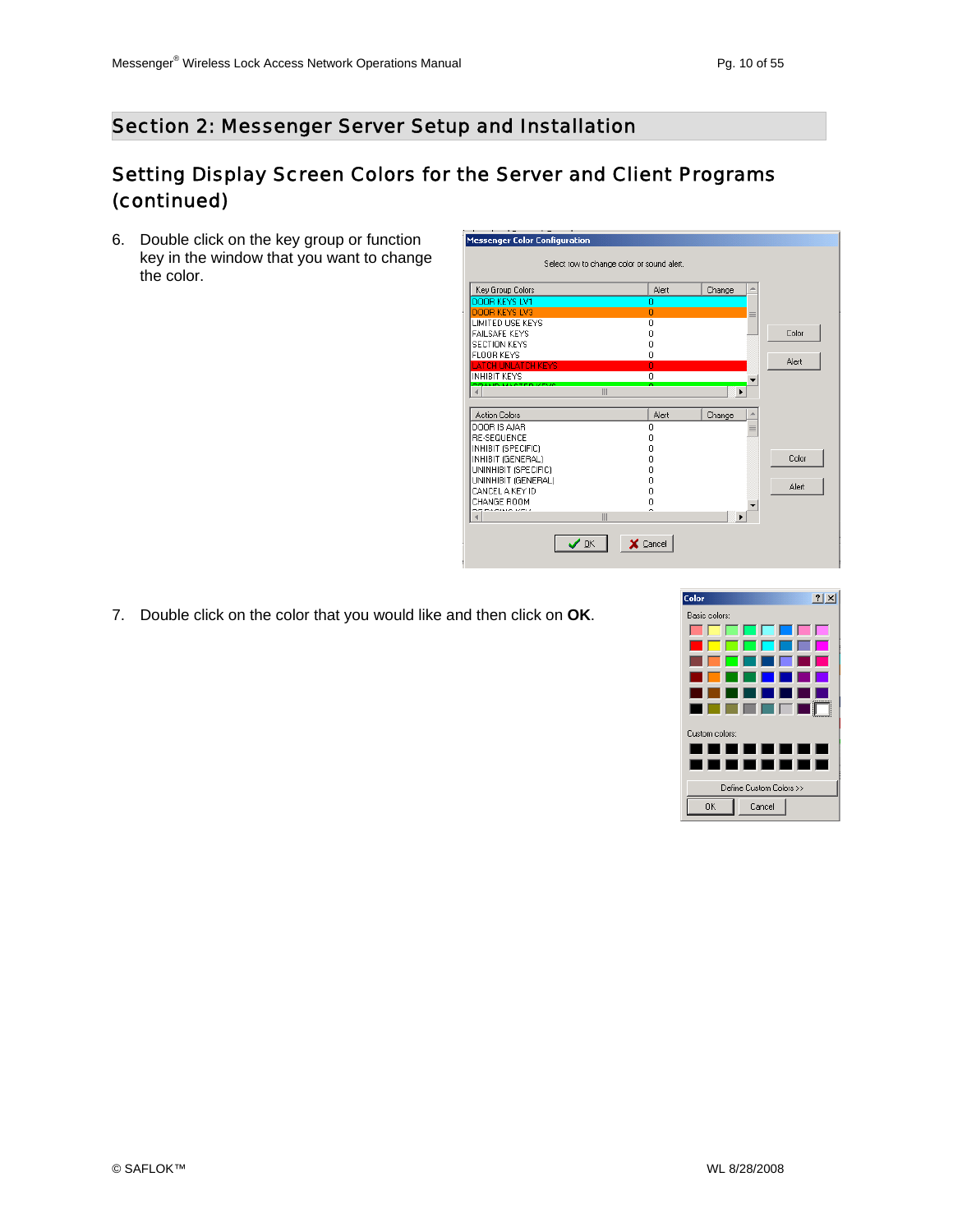# Section 2: Messenger Server Setup and Installation

## Setting Display Screen Colors for the Server and Client Programs (continued)

6. Double click on the key group or function key in the window that you want to change the color.

7. Double click on the color that you would like and then click on **OK**.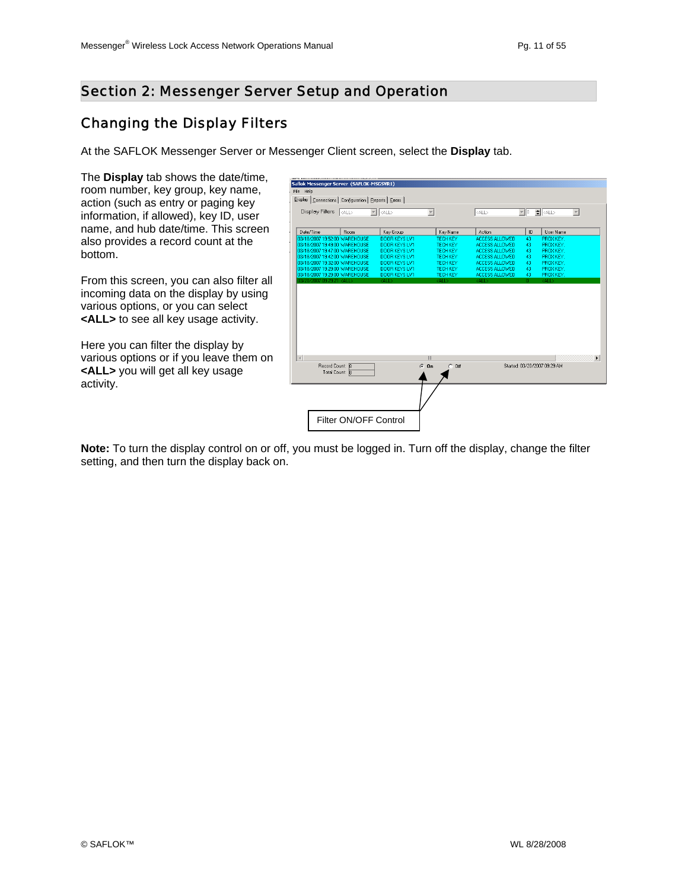# Section 2: Messenger Server Setup and Operation

## Changing the Display Filters

At the SAFLOK Messenger Server or Messenger Client screen, select the **Display** tab.

The **Display** tab shows the date/time, room number, key group, key name, action (such as entry or paging key information, if allowed), key ID, user name, and hub date/time. This screen also provides a record count at the bottom.

From this screen, you can also filter all incoming data on the display by using various options, or you can select **<ALL>** to see all key usage activity.

Here you can filter the display by various options or if you leave them on **<ALL>** you will get all key usage activity.

Filter ON/OFF Control

**Note:** To turn the display control on or off, you must be logged in. Turn off the display, change the filter setting, and then turn the display back on.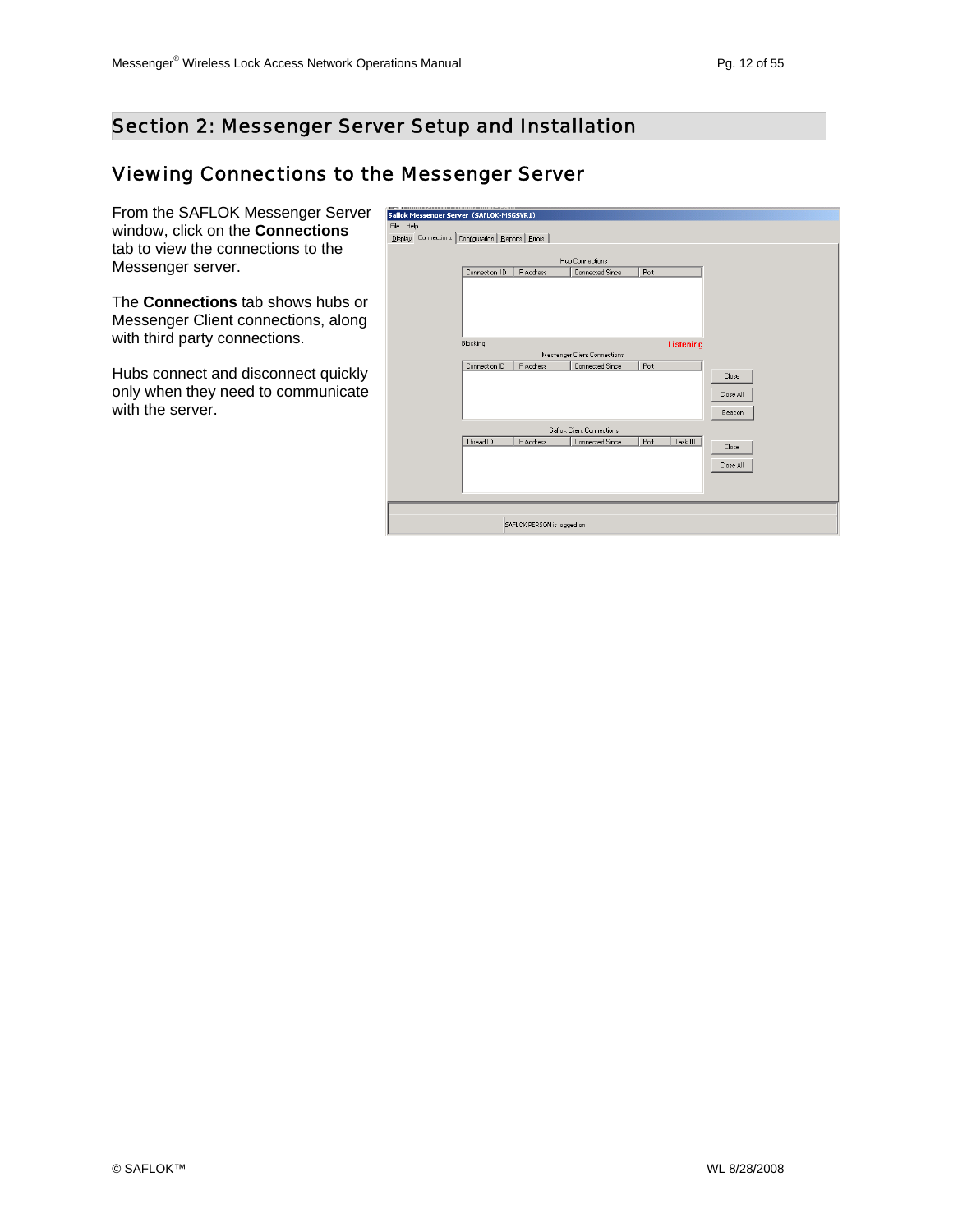# Section 2: Messenger Server Setup and Installation

## Viewing Connections to the Messenger Server

From the SAFLOK Messenger Server window, click on the **Connections** tab to view the connections to the Messenger server.

The **Connections** tab shows hubs or Messenger Client connections, along with third party connections.

Hubs connect and disconnect quickly only when they need to communicate with the server.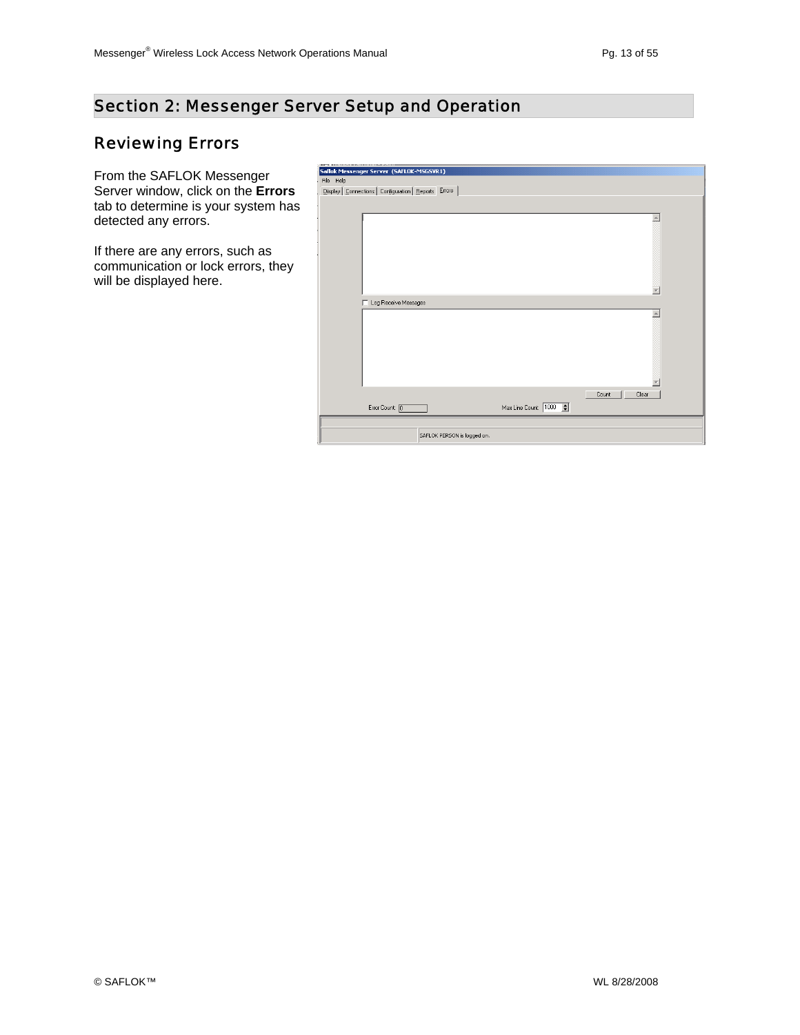# Section 2: Messenger Server Setup and Operation

## Reviewing Errors

From the SAFLOK Messenger Server window, click on the **Errors** tab to determine is your system has detected any errors.

If there are any errors, such as communication or lock errors, they will be displayed here.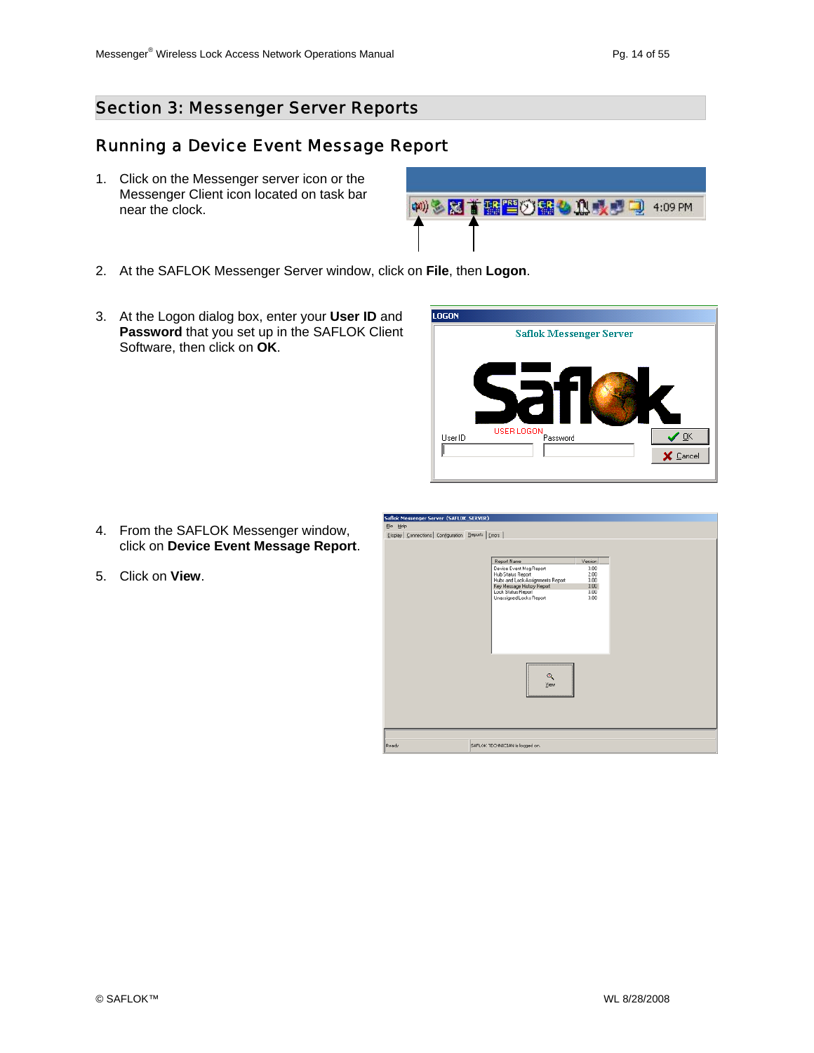## Section 3: Messenger Server Reports

### Running a Device Event Message Report

1. Click on the Messenger server icon or the Messenger Client icon located on task bar near the clock.

2. At the SAFLOK Messenger Server window, click on **File**, then **Logon**.

3. At the Logon dialog box, enter your **User ID** and **Password** that you set up in the SAFLOK Client Software, then click on **OK**.

4. From the SAFLOK Messenger window, click on **Device Event Message Report**.

5. Click on **View**.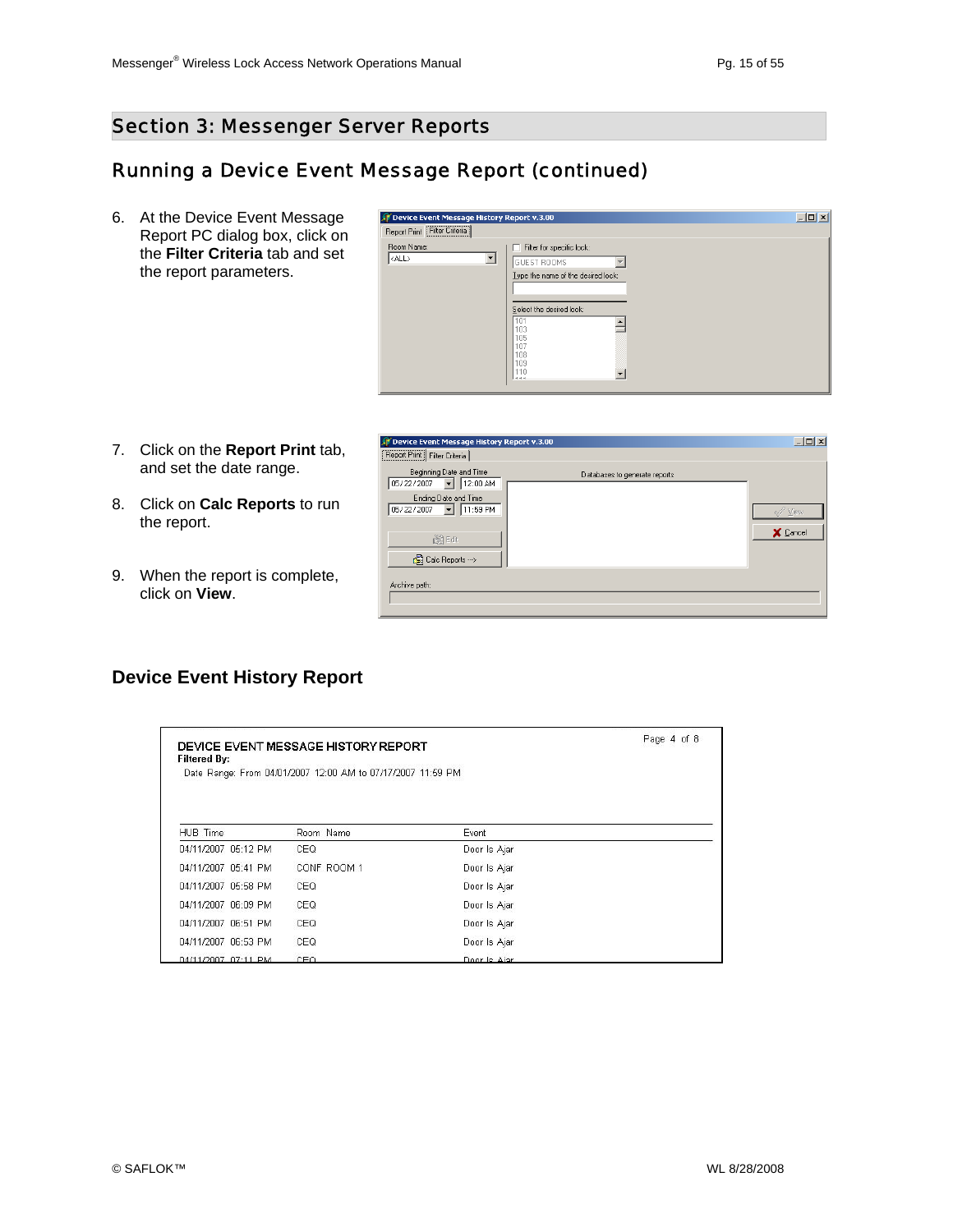# Section 3: Messenger Server Reports

## Running a Device Event Message Report (continued)

6. At the Device Event Message Report PC dialog box, click on the **Filter Criteria** tab and set the report parameters.

7. Click on the **Report Print** tab, and set the date range.

8. Click on **Calc Reports** to run the report.

9. When the report is complete, click on **View**.

### Device Event History Report

DEVICE EVENT MESSAGE HISTORY REPORT

Page 4 of 8

**Filtered By:**

Date Range: From 04/01/2007 12:00 AM to 07/17/2007 11:59 PM

| HUB Time | Room Name | Event |
|---|---|---|
| 04/11/2007 05:12 PM | CEO | Door Is Ajar |
| 04/11/2007 05:41 PM | CONF ROOM 1 | Door Is Ajar |
| 04/11/2007 05:58 PM | CEO | Door Is Ajar |
| 04/11/2007 06:09 PM | CEO | Door Is Ajar |
| 04/11/2007 06:51 PM | CEO | Door Is Ajar |
| 04/11/2007 06:53 PM | CEO | Door Is Ajar |
| 04/11/2007 07:11 PM | CEO | Door Is Ajar |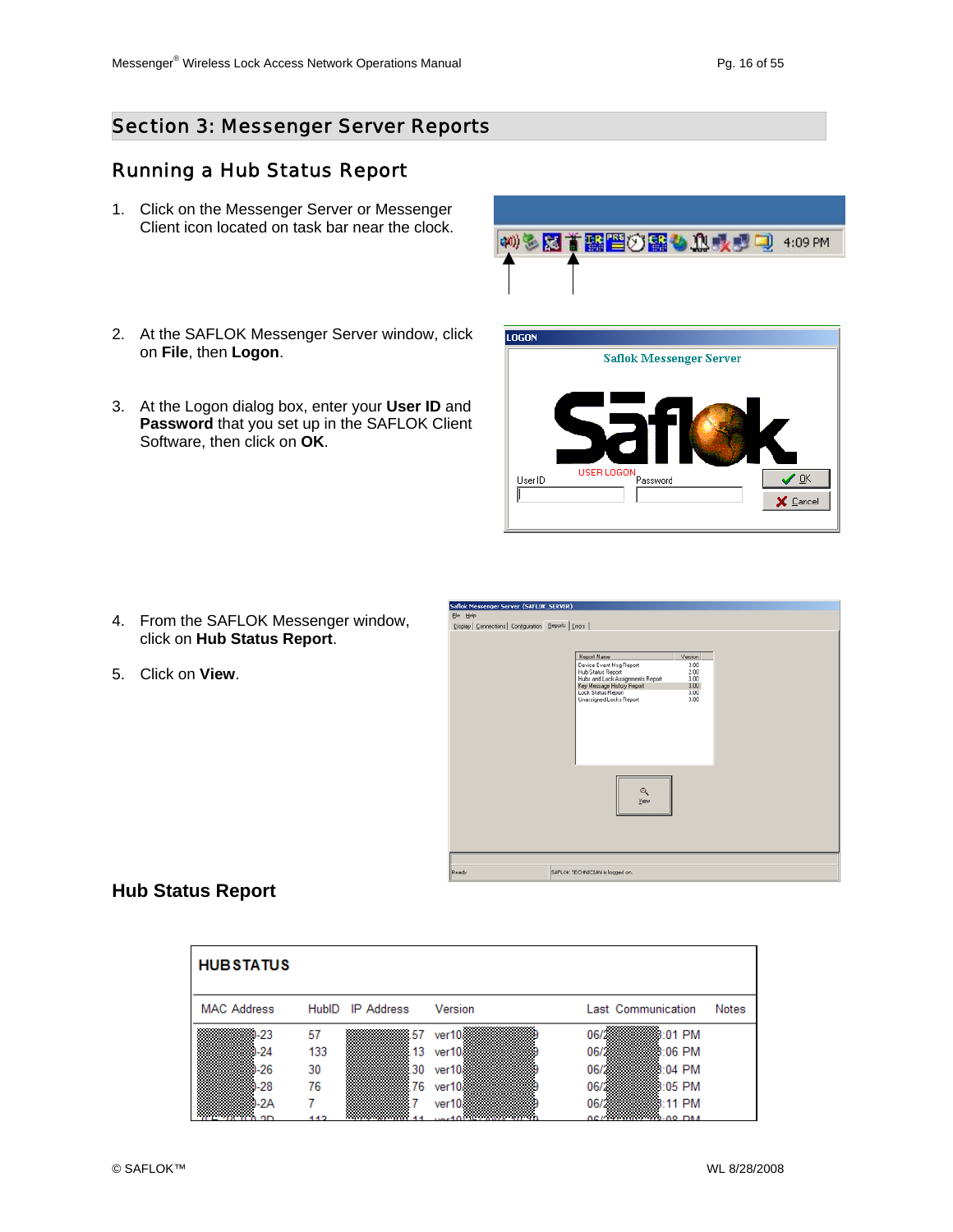# Section 3: Messenger Server Reports

## Running a Hub Status Report

1. Click on the Messenger Server or Messenger Client icon located on task bar near the clock.

2. At the SAFLOK Messenger Server window, click on **File**, then **Logon**.

3. At the Logon dialog box, enter your **User ID** and **Password** that you set up in the SAFLOK Client Software, then click on **OK**.

4. From the SAFLOK Messenger window, click on **Hub Status Report**.

5. Click on **View**.

### Hub Status Report

**HUBSTATUS**

| MAC Address | HubID | IP Address | Version | Last Communication | Notes |
|---|---|---|---|---|---|
| -23 | 57 | 57 | ver10 | 06/ 01 PM | |
| -24 | 133 | 13 | ver10 | 06/ 06 PM | |
| -26 | 30 | 30 | ver10 | 06/ 04 PM | |
| -28 | 76 | 76 | ver10 | 06/ 05 PM | |
| -2A | 7 | 7 | ver10 | 06/ 11 PM | |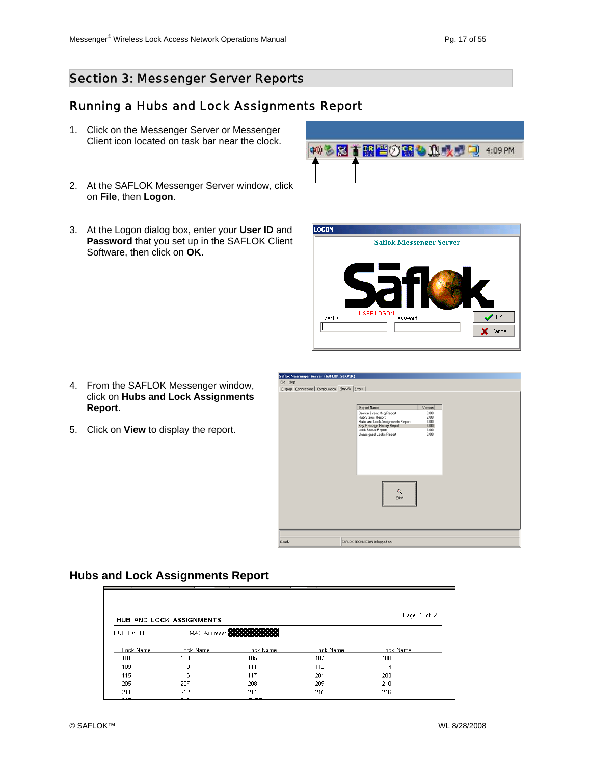## Section 3: Messenger Server Reports

### Running a Hubs and Lock Assignments Report

1. Click on the Messenger Server or Messenger Client icon located on task bar near the clock.

2. At the SAFLOK Messenger Server window, click on **File**, then **Logon**.

3. At the Logon dialog box, enter your **User ID** and **Password** that you set up in the SAFLOK Client Software, then click on **OK**.

4. From the SAFLOK Messenger window, click on **Hubs and Lock Assignments Report**.

5. Click on **View** to display the report.

### Hubs and Lock Assignments Report

HUB AND LOCK ASSIGNMENTS — Page 1 of 2

HUB ID: 110 — MAC Address:

| Lock Name | Lock Name | Lock Name | Lock Name | Lock Name |
|---|---|---|---|---|
| 101 | 103 | 105 | 107 | 108 |
| 109 | 110 | 111 | 112 | 114 |
| 115 | 116 | 117 | 201 | 203 |
| 205 | 207 | 208 | 209 | 210 |
| 211 | 212 | 214 | 215 | 216 |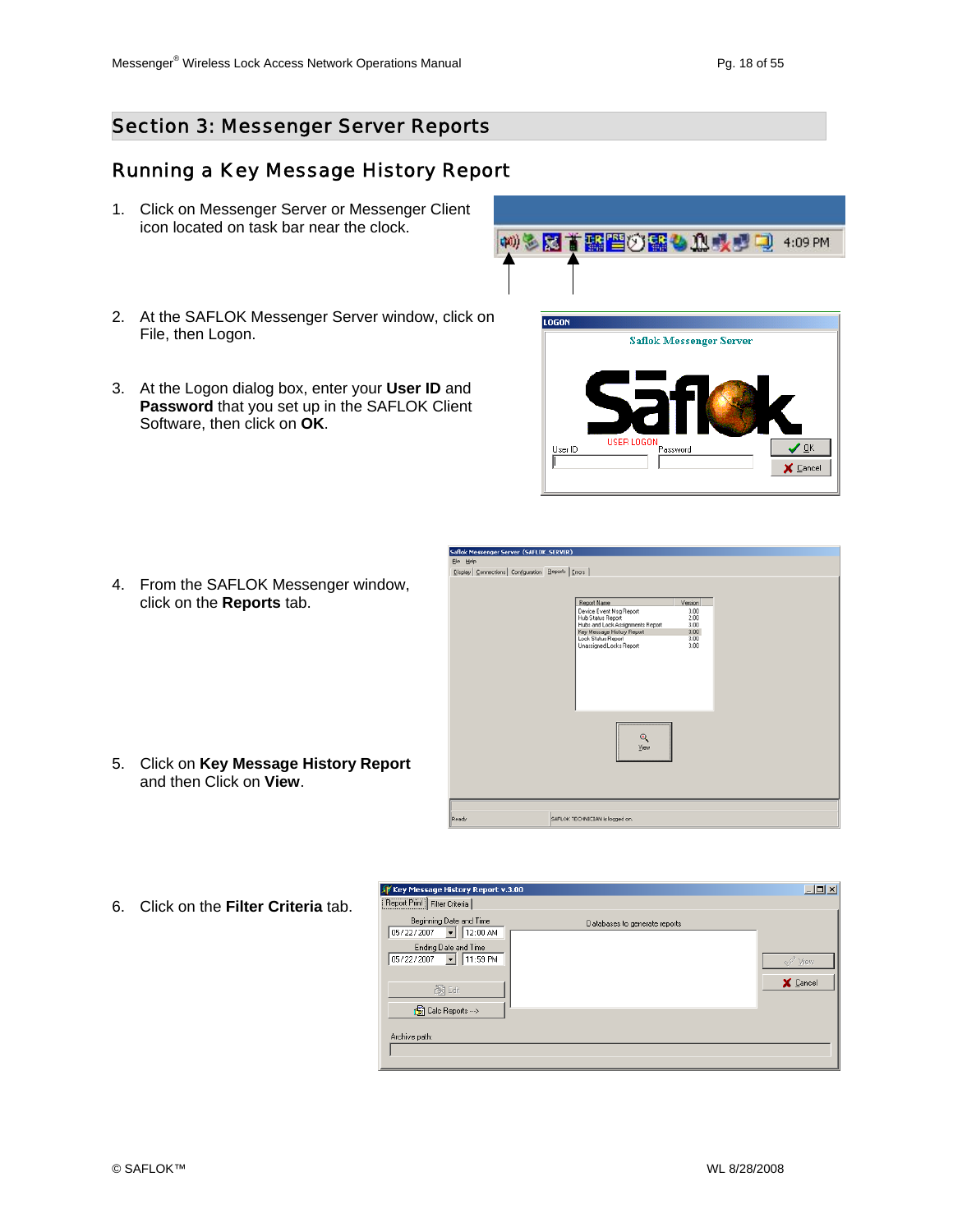# Section 3: Messenger Server Reports

## Running a Key Message History Report

1. Click on Messenger Server or Messenger Client icon located on task bar near the clock.

2. At the SAFLOK Messenger Server window, click on File, then Logon.

3. At the Logon dialog box, enter your **User ID** and **Password** that you set up in the SAFLOK Client Software, then click on **OK**.

4. From the SAFLOK Messenger window, click on the **Reports** tab.

5. Click on **Key Message History Report** and then Click on **View**.

6. Click on the **Filter Criteria** tab.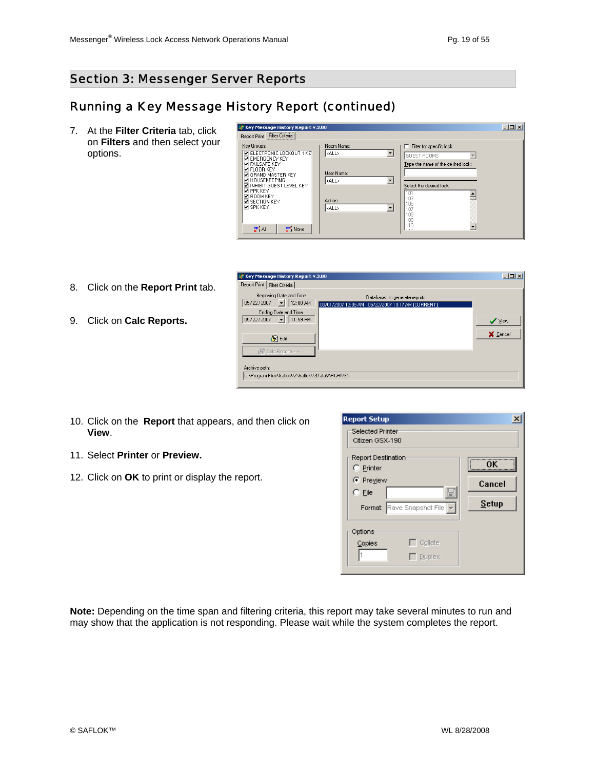# Section 3: Messenger Server Reports

## Running a Key Message History Report (continued)

7. At the **Filter Criteria** tab, click on **Filters** and then select your options.

8. Click on the **Report Print** tab.

9. Click on **Calc Reports.**

10. Click on the **Report** that appears, and then click on **View**.

11. Select **Printer** or **Preview.**

12. Click on **OK** to print or display the report.

**Note:** Depending on the time span and filtering criteria, this report may take several minutes to run and may show that the application is not responding. Please wait while the system completes the report.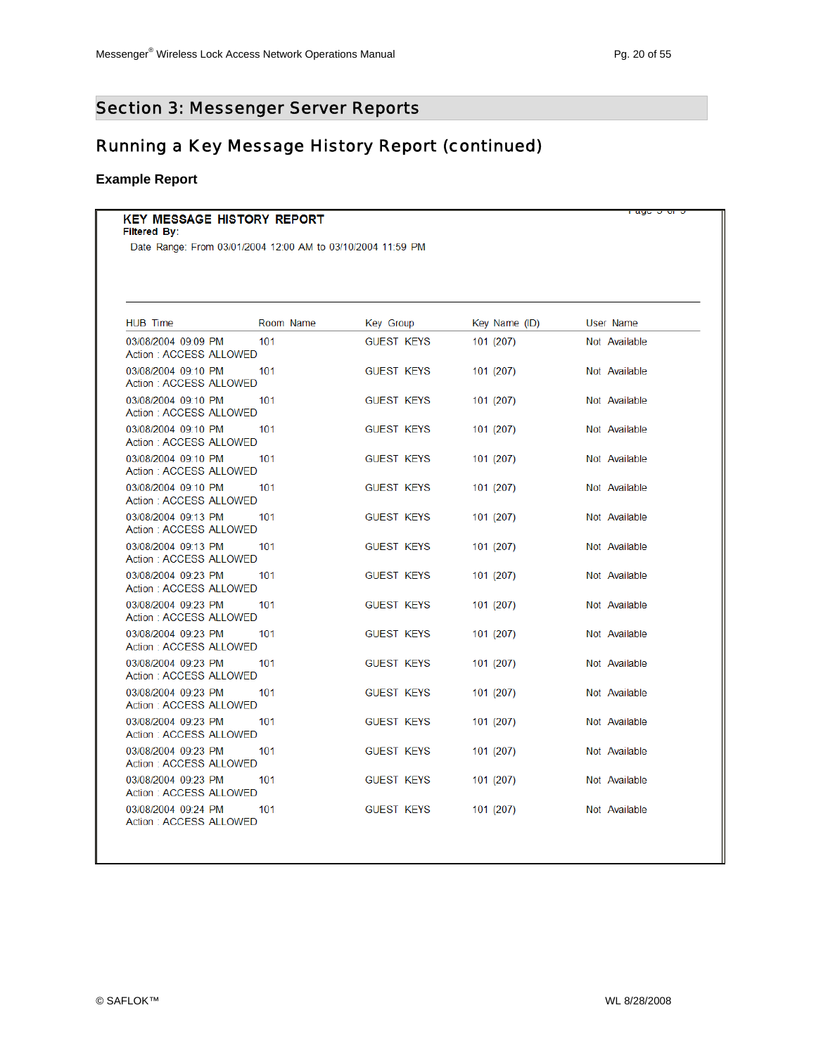## Section 3: Messenger Server Reports

### Running a Key Message History Report (continued)

**Example Report**

**KEY MESSAGE HISTORY REPORT**

**Filtered By:**

Date Range: From 03/01/2004 12:00 AM to 03/10/2004 11:59 PM

| HUB Time | Room Name | Key Group | Key Name (ID) | User Name |
|---|---|---|---|---|
| 03/08/2004 09:09 PM<br>Action : ACCESS ALLOWED | 101 | GUEST KEYS | 101 (207) | Not Available |
| 03/08/2004 09:10 PM<br>Action : ACCESS ALLOWED | 101 | GUEST KEYS | 101 (207) | Not Available |
| 03/08/2004 09:10 PM<br>Action : ACCESS ALLOWED | 101 | GUEST KEYS | 101 (207) | Not Available |
| 03/08/2004 09:10 PM<br>Action : ACCESS ALLOWED | 101 | GUEST KEYS | 101 (207) | Not Available |
| 03/08/2004 09:10 PM<br>Action : ACCESS ALLOWED | 101 | GUEST KEYS | 101 (207) | Not Available |
| 03/08/2004 09:10 PM<br>Action : ACCESS ALLOWED | 101 | GUEST KEYS | 101 (207) | Not Available |
| 03/08/2004 09:13 PM<br>Action : ACCESS ALLOWED | 101 | GUEST KEYS | 101 (207) | Not Available |
| 03/08/2004 09:13 PM<br>Action : ACCESS ALLOWED | 101 | GUEST KEYS | 101 (207) | Not Available |
| 03/08/2004 09:23 PM<br>Action : ACCESS ALLOWED | 101 | GUEST KEYS | 101 (207) | Not Available |
| 03/08/2004 09:23 PM<br>Action : ACCESS ALLOWED | 101 | GUEST KEYS | 101 (207) | Not Available |
| 03/08/2004 09:23 PM<br>Action : ACCESS ALLOWED | 101 | GUEST KEYS | 101 (207) | Not Available |
| 03/08/2004 09:23 PM<br>Action : ACCESS ALLOWED | 101 | GUEST KEYS | 101 (207) | Not Available |
| 03/08/2004 09:23 PM<br>Action : ACCESS ALLOWED | 101 | GUEST KEYS | 101 (207) | Not Available |
| 03/08/2004 09:23 PM<br>Action : ACCESS ALLOWED | 101 | GUEST KEYS | 101 (207) | Not Available |
| 03/08/2004 09:23 PM<br>Action : ACCESS ALLOWED | 101 | GUEST KEYS | 101 (207) | Not Available |
| 03/08/2004 09:23 PM<br>Action : ACCESS ALLOWED | 101 | GUEST KEYS | 101 (207) | Not Available |
| 03/08/2004 09:24 PM<br>Action : ACCESS ALLOWED | 101 | GUEST KEYS | 101 (207) | Not Available |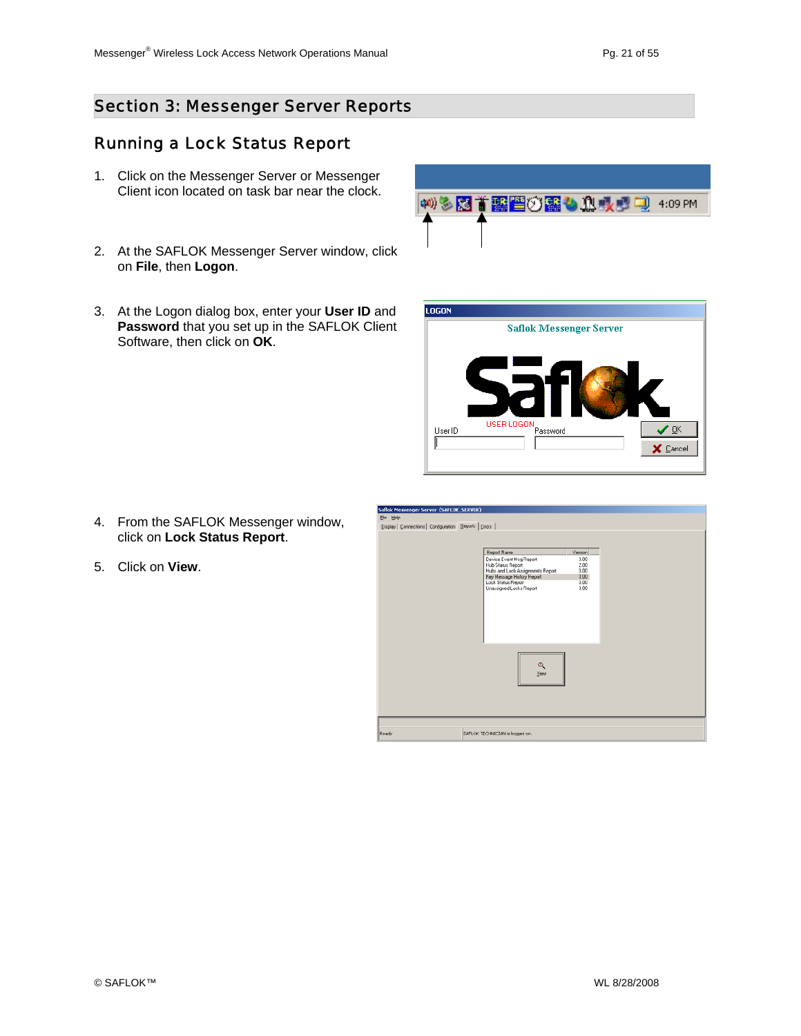## Section 3: Messenger Server Reports

### Running a Lock Status Report

1. Click on the Messenger Server or Messenger Client icon located on task bar near the clock.

2. At the SAFLOK Messenger Server window, click on **File**, then **Logon**.

3. At the Logon dialog box, enter your **User ID** and **Password** that you set up in the SAFLOK Client Software, then click on **OK**.

4. From the SAFLOK Messenger window, click on **Lock Status Report**.

5. Click on **View**.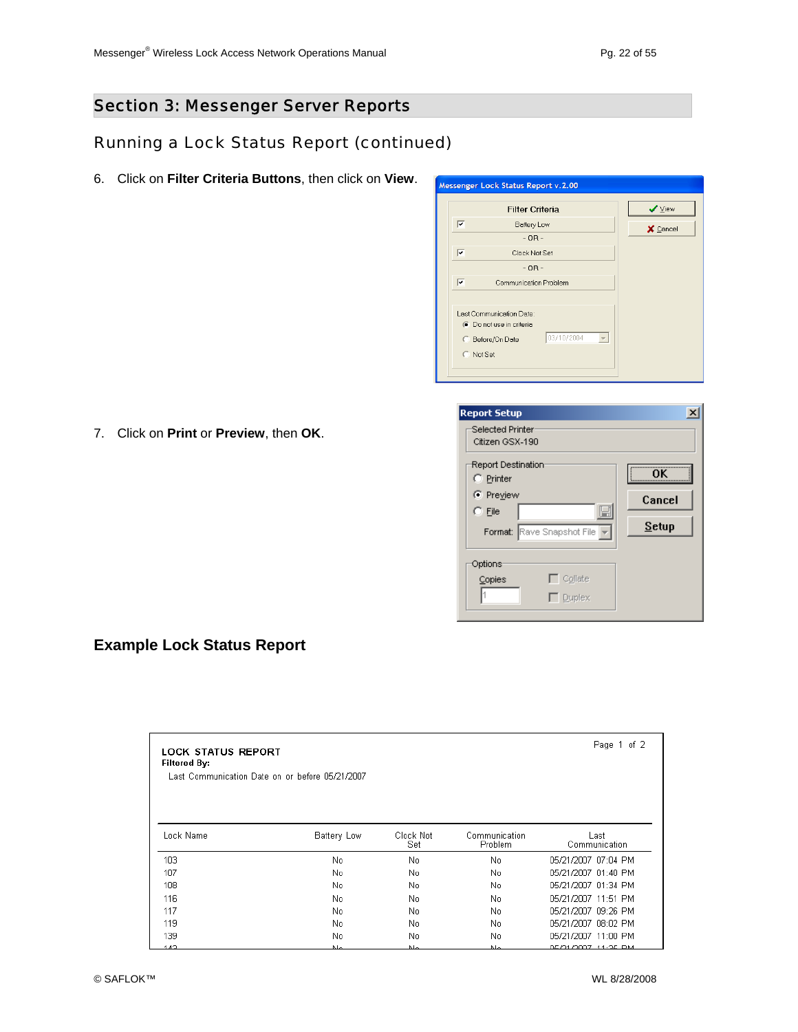# Section 3: Messenger Server Reports

## Running a Lock Status Report (continued)

6. Click on **Filter Criteria Buttons**, then click on **View**.

7. Click on **Print** or **Preview**, then **OK**.

### Example Lock Status Report

LOCK STATUS REPORT

Page 1 of 2

**Filtered By:**

Last Communication Date on or before 05/21/2007

| Lock Name | Battery Low | Clock Not Set | Communication Problem | Last Communication |
|---|---|---|---|---|
| 103 | No | No | No | 05/21/2007 07:04 PM |
| 107 | No | No | No | 05/21/2007 01:40 PM |
| 108 | No | No | No | 05/21/2007 01:34 PM |
| 116 | No | No | No | 05/21/2007 11:51 PM |
| 117 | No | No | No | 05/21/2007 09:26 PM |
| 119 | No | No | No | 05/21/2007 08:02 PM |
| 139 | No | No | No | 05/21/2007 11:00 PM |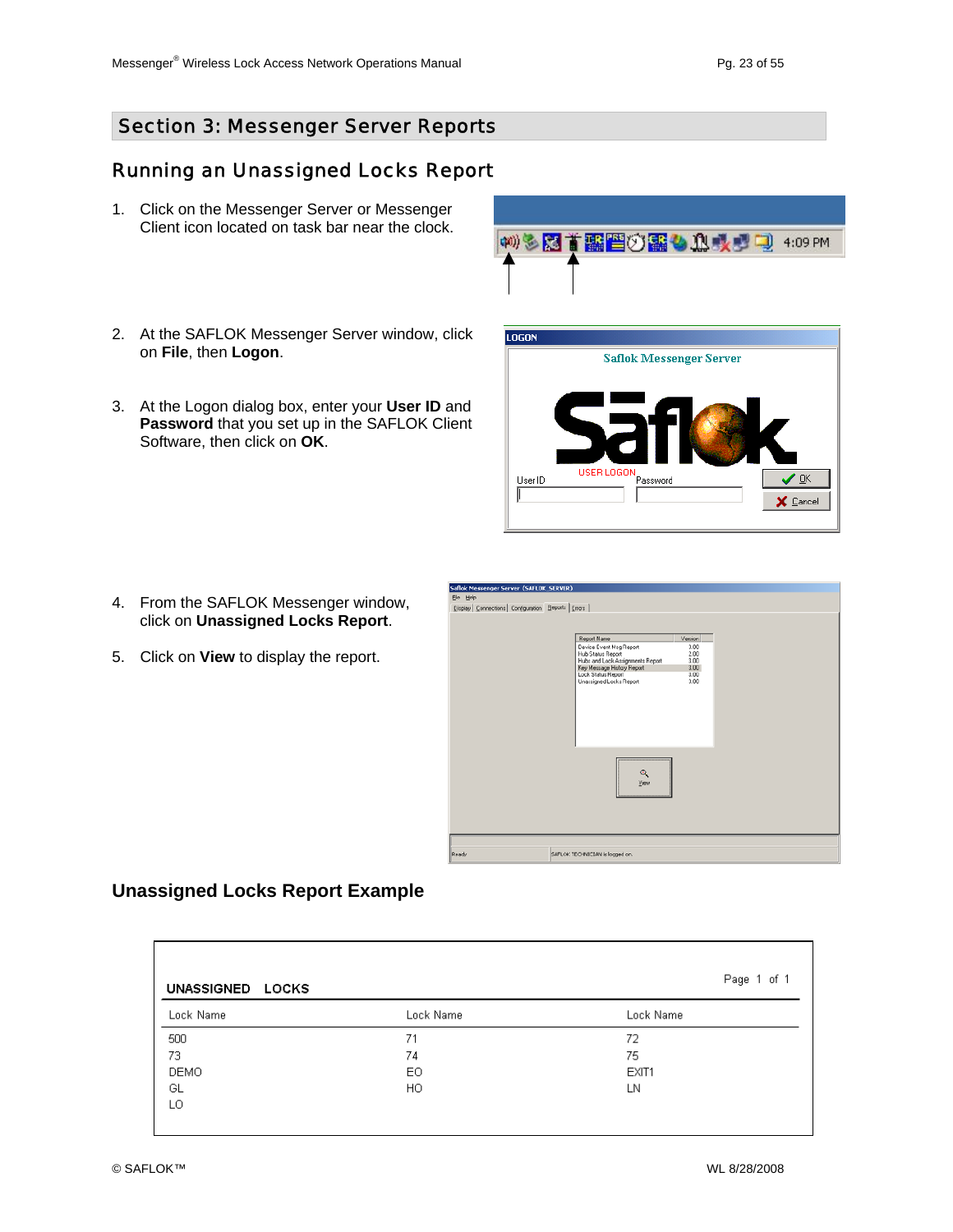# Section 3: Messenger Server Reports

## Running an Unassigned Locks Report

1. Click on the Messenger Server or Messenger Client icon located on task bar near the clock.

2. At the SAFLOK Messenger Server window, click on **File**, then **Logon**.

3. At the Logon dialog box, enter your **User ID** and **Password** that you set up in the SAFLOK Client Software, then click on **OK**.

4. From the SAFLOK Messenger window, click on **Unassigned Locks Report**.

5. Click on **View** to display the report.

## Unassigned Locks Report Example

UNASSIGNED LOCKS — Page 1 of 1

| Lock Name | Lock Name | Lock Name |
|---|---|---|
| 500 | 71 | 72 |
| 73 | 74 | 75 |
| DEMO | EO | EXIT1 |
| GL | HO | LN |
| LO | | |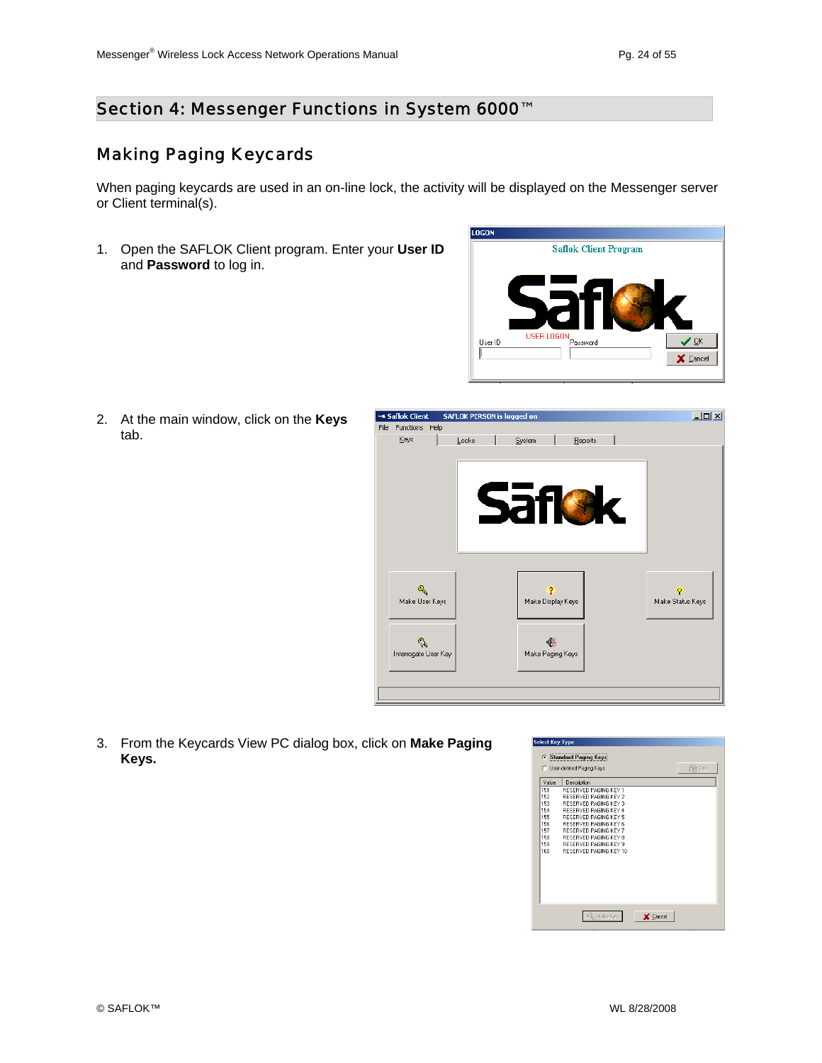# Section 4: Messenger Functions in System 6000™

## Making Paging Keycards

When paging keycards are used in an on-line lock, the activity will be displayed on the Messenger server or Client terminal(s).

1. Open the SAFLOK Client program. Enter your **User ID** and **Password** to log in.

2. At the main window, click on the **Keys** tab.

3. From the Keycards View PC dialog box, click on **Make Paging Keys.**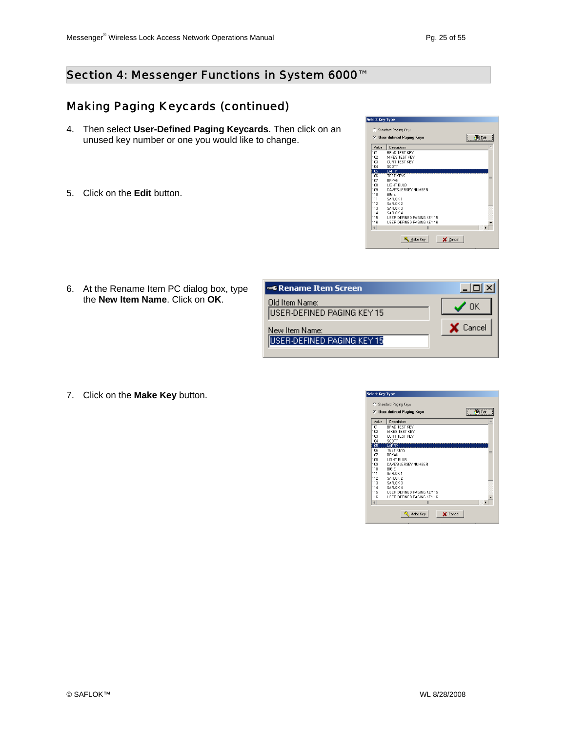## Section 4: Messenger Functions in System 6000™

### Making Paging Keycards (continued)

4. Then select **User-Defined Paging Keycards**. Then click on an unused key number or one you would like to change.

5. Click on the **Edit** button.

6. At the Rename Item PC dialog box, type the **New Item Name**. Click on **OK**.

7. Click on the **Make Key** button.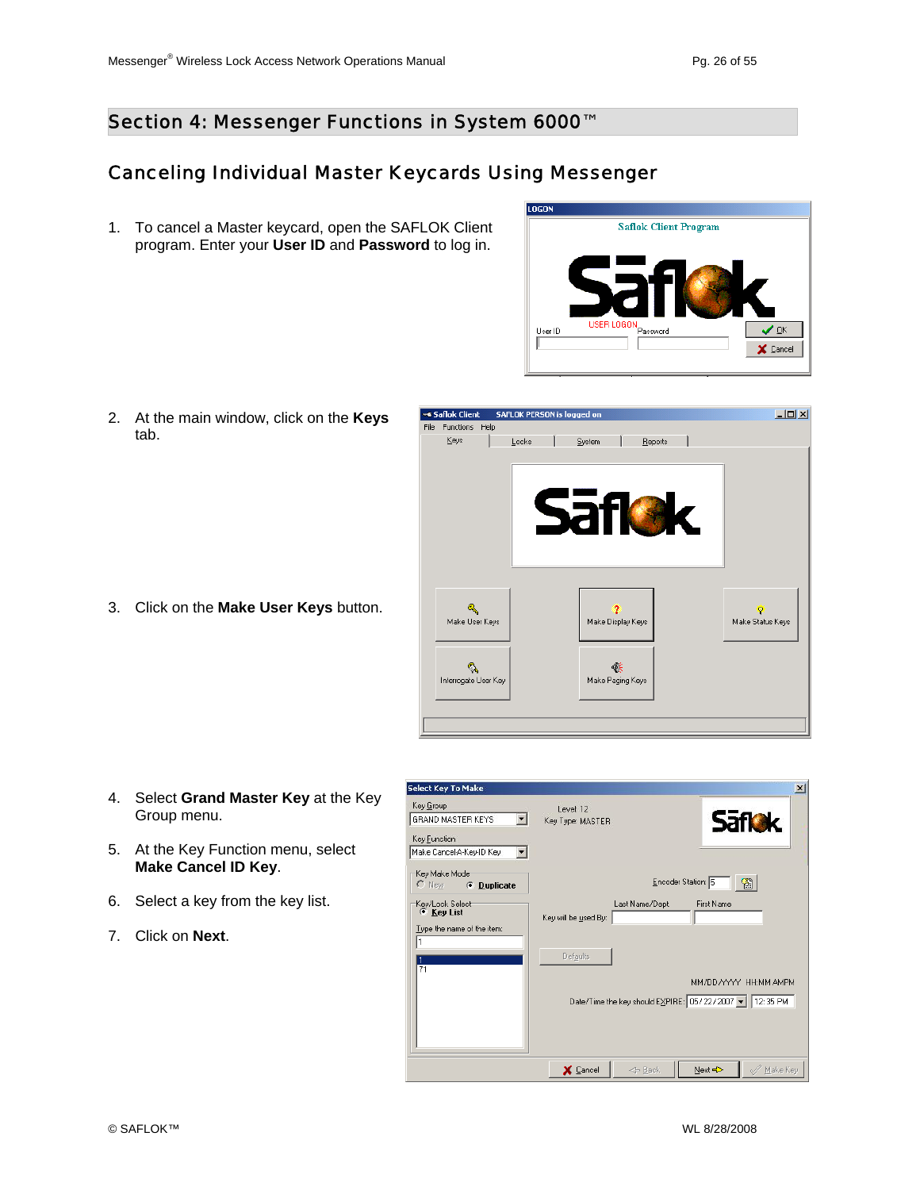## Section 4: Messenger Functions in System 6000™

### Canceling Individual Master Keycards Using Messenger

1. To cancel a Master keycard, open the SAFLOK Client program. Enter your **User ID** and **Password** to log in.

2. At the main window, click on the **Keys** tab.

3. Click on the **Make User Keys** button.

4. Select **Grand Master Key** at the Key Group menu.

5. At the Key Function menu, select **Make Cancel ID Key**.

6. Select a key from the key list.

7. Click on **Next**.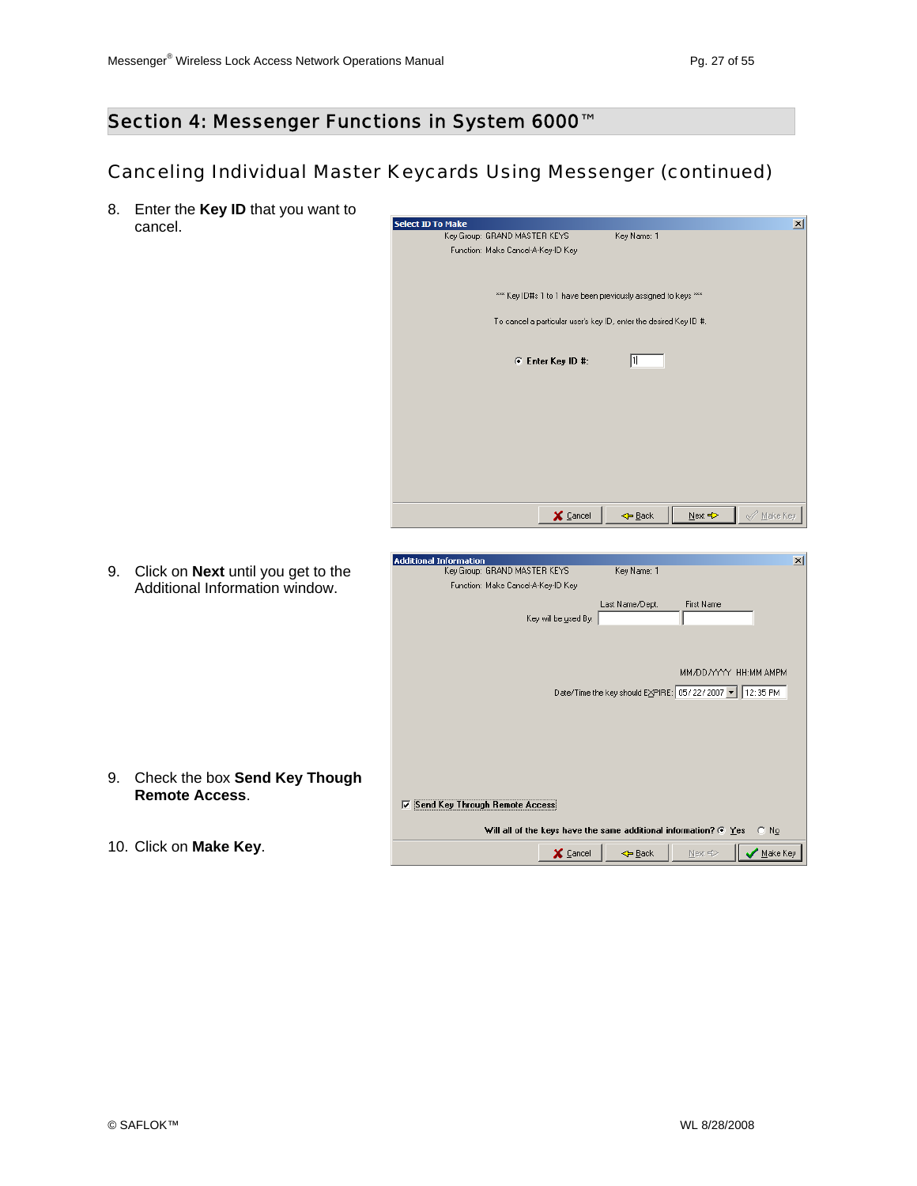## Section 4: Messenger Functions in System 6000™

### Canceling Individual Master Keycards Using Messenger (continued)

8. Enter the **Key ID** that you want to cancel.

9. Click on **Next** until you get to the Additional Information window.

9. Check the box **Send Key Though Remote Access**.

10. Click on **Make Key**.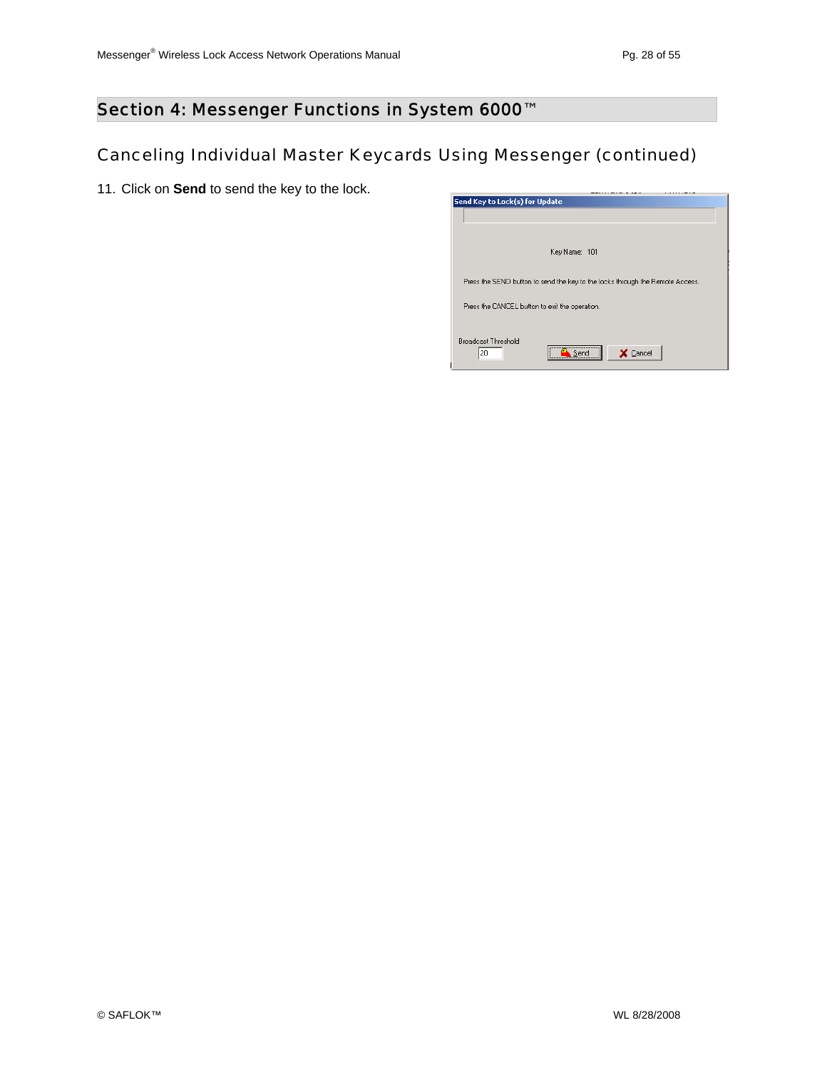## Section 4: Messenger Functions in System 6000™

### Canceling Individual Master Keycards Using Messenger (continued)

11. Click on **Send** to send the key to the lock.

Send Key to Lock(s) for Update

Key Name: 101

Press the SEND button to send the key to the locks through the Remote Access.

Press the CANCEL button to exit the operation.

Broadcast Threshold
20

Send    Cancel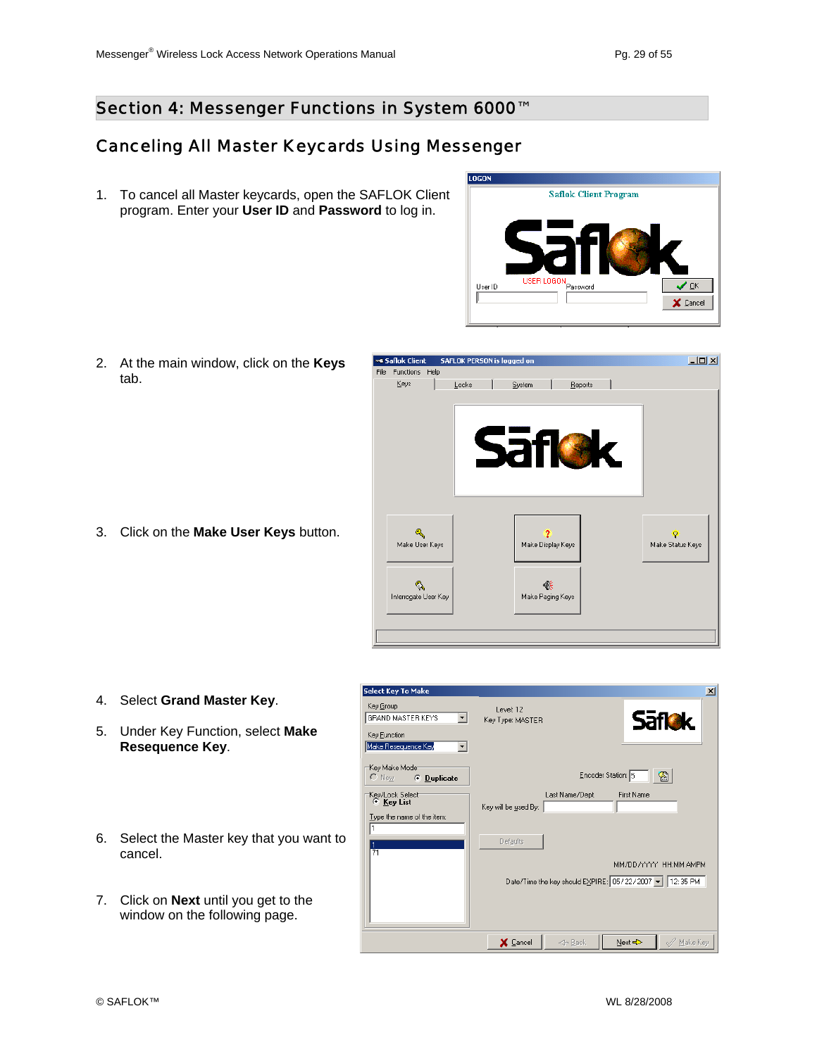# Section 4: Messenger Functions in System 6000™

## Canceling All Master Keycards Using Messenger

1. To cancel all Master keycards, open the SAFLOK Client program. Enter your **User ID** and **Password** to log in.

2. At the main window, click on the **Keys** tab.

3. Click on the **Make User Keys** button.

4. Select **Grand Master Key**.

5. Under Key Function, select **Make Resequence Key**.

6. Select the Master key that you want to cancel.

7. Click on **Next** until you get to the window on the following page.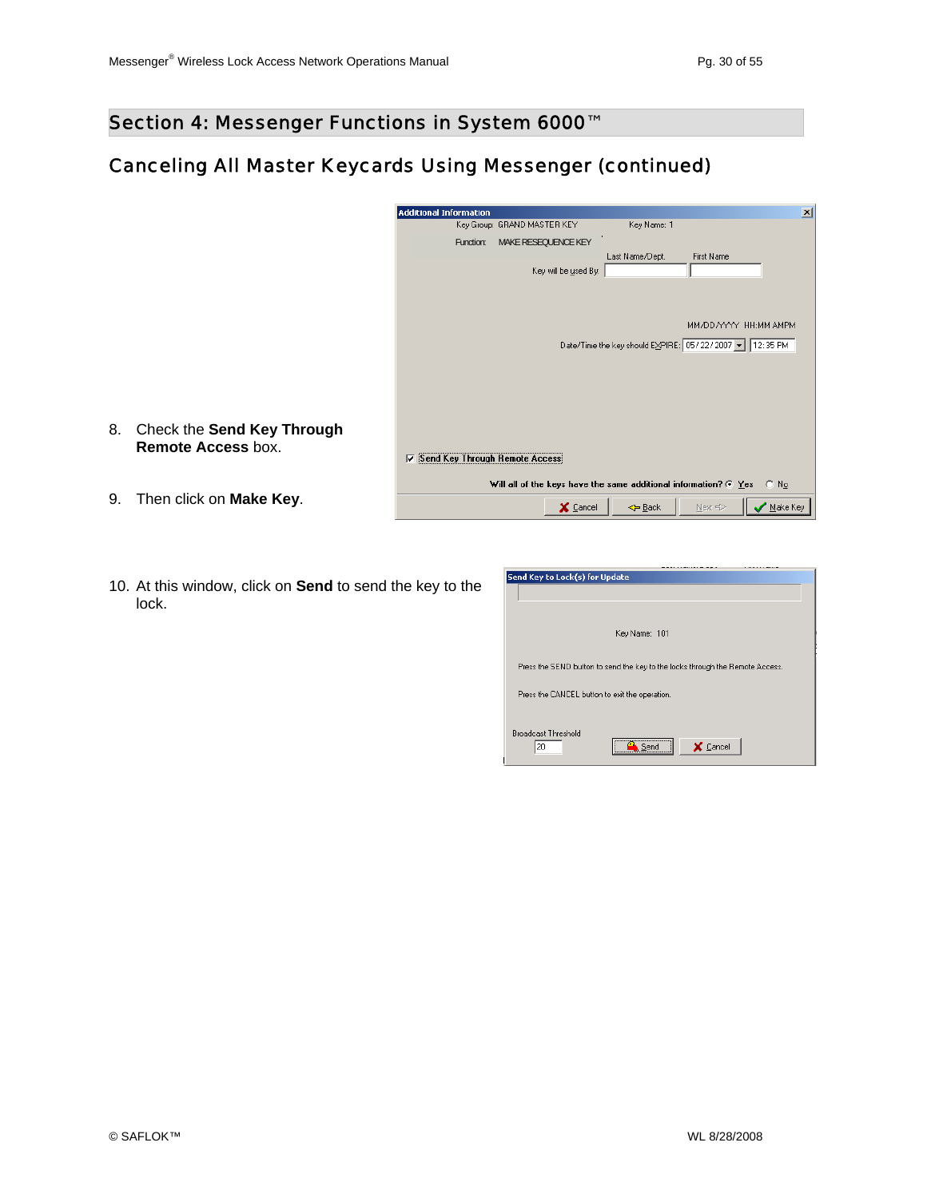## Section 4: Messenger Functions in System 6000™

### Canceling All Master Keycards Using Messenger (continued)

8. Check the **Send Key Through Remote Access** box.

9. Then click on **Make Key**.

10. At this window, click on **Send** to send the key to the lock.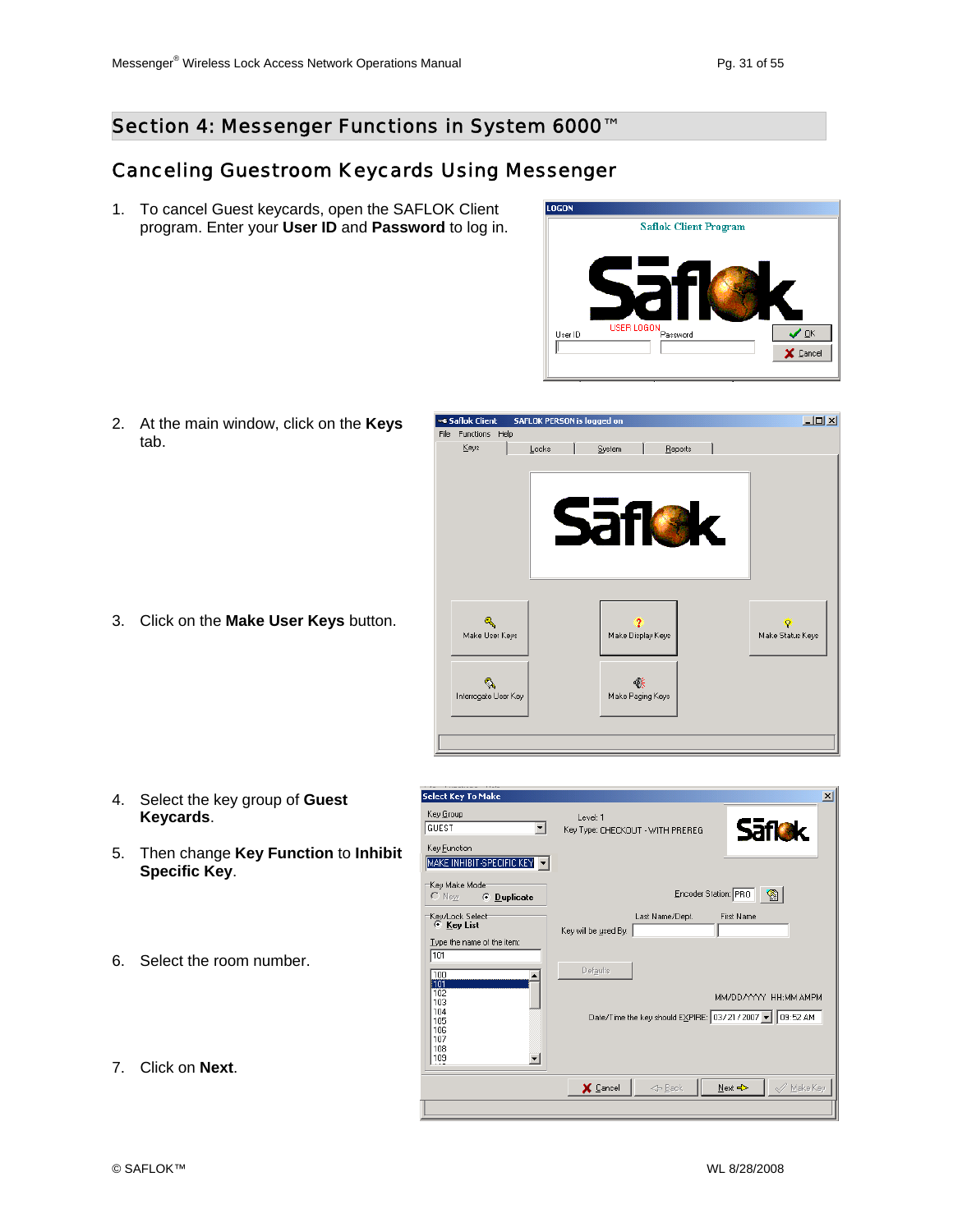## Section 4: Messenger Functions in System 6000™

### Canceling Guestroom Keycards Using Messenger

1. To cancel Guest keycards, open the SAFLOK Client program. Enter your **User ID** and **Password** to log in.

2. At the main window, click on the **Keys** tab.

3. Click on the **Make User Keys** button.

4. Select the key group of **Guest Keycards**.

5. Then change **Key Function** to **Inhibit Specific Key**.

6. Select the room number.

7. Click on **Next**.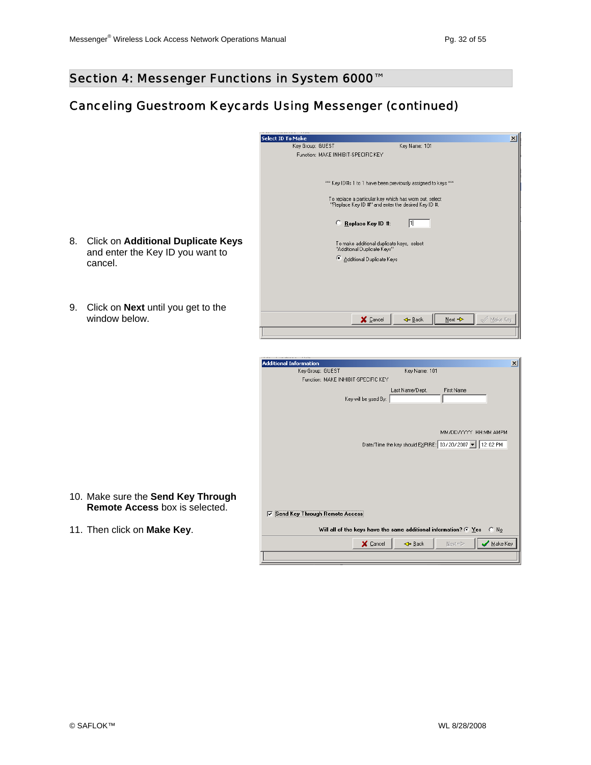# Section 4: Messenger Functions in System 6000™

## Canceling Guestroom Keycards Using Messenger (continued)

8. Click on **Additional Duplicate Keys** and enter the Key ID you want to cancel.

9. Click on **Next** until you get to the window below.

10. Make sure the **Send Key Through Remote Access** box is selected.

11. Then click on **Make Key**.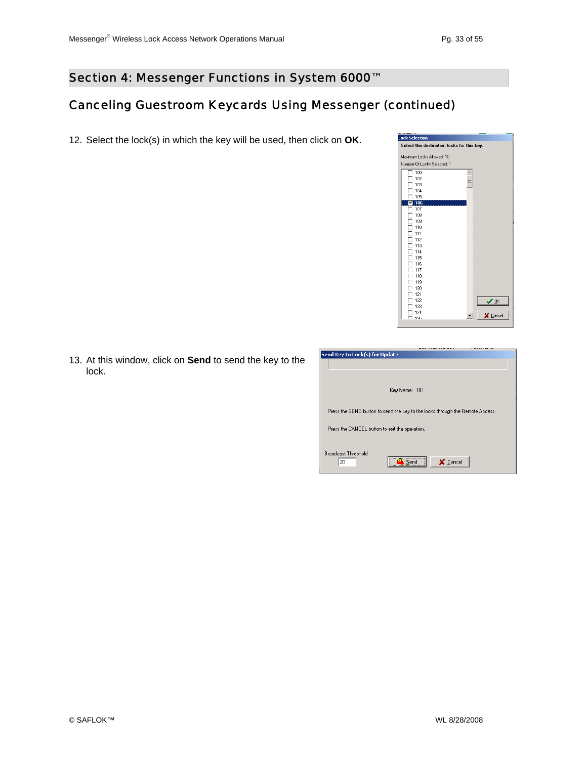# Section 4: Messenger Functions in System 6000™

## Canceling Guestroom Keycards Using Messenger (continued)

12. Select the lock(s) in which the key will be used, then click on **OK**.

13. At this window, click on **Send** to send the key to the lock.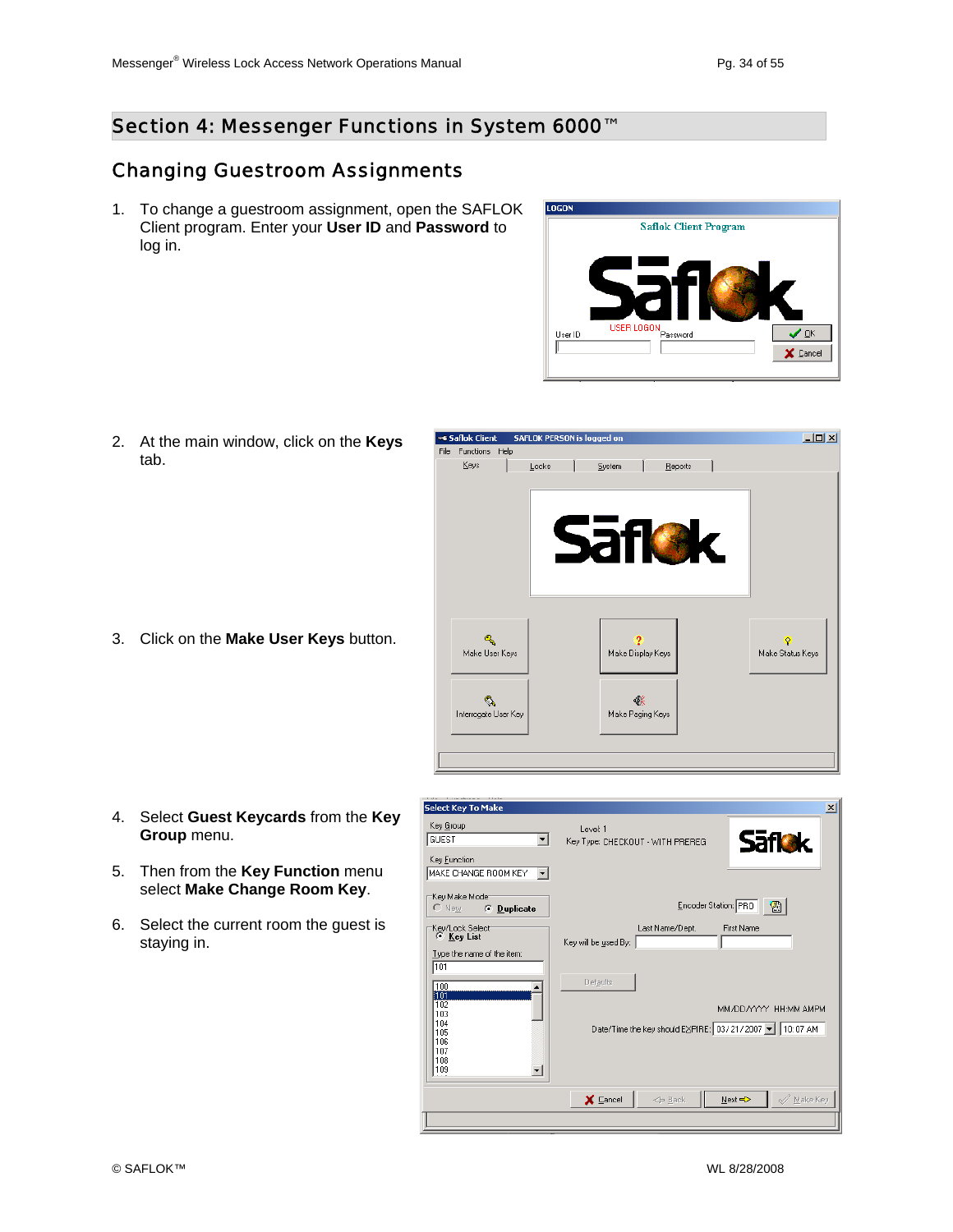# Section 4: Messenger Functions in System 6000™

## Changing Guestroom Assignments

1. To change a guestroom assignment, open the SAFLOK Client program. Enter your **User ID** and **Password** to log in.

2. At the main window, click on the **Keys** tab.

3. Click on the **Make User Keys** button.

4. Select **Guest Keycards** from the **Key Group** menu.

5. Then from the **Key Function** menu select **Make Change Room Key**.

6. Select the current room the guest is staying in.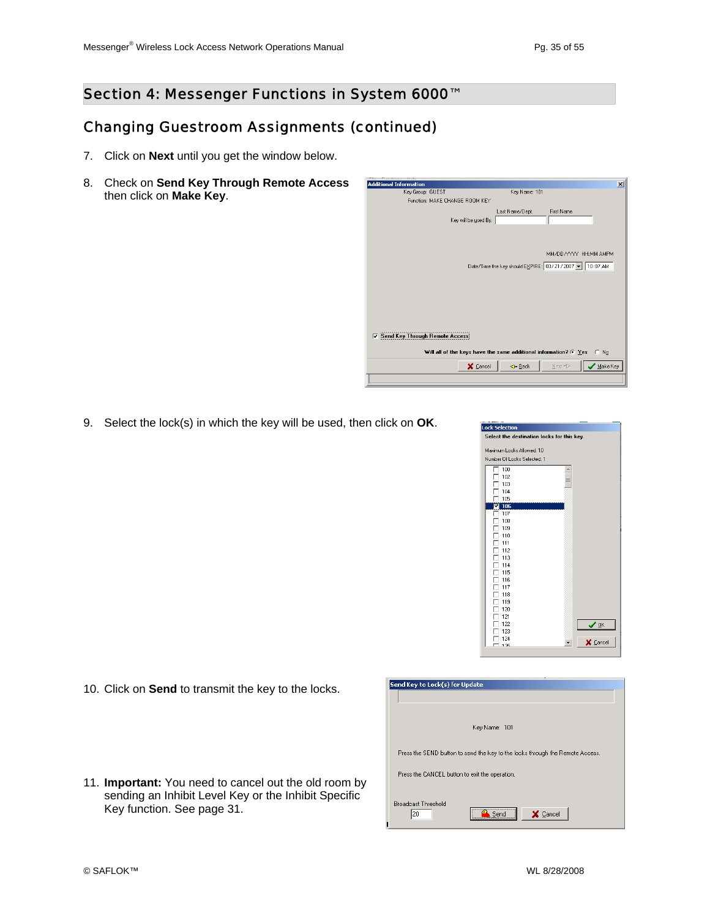## Section 4: Messenger Functions in System 6000™

### Changing Guestroom Assignments (continued)

7. Click on **Next** until you get the window below.

8. Check on **Send Key Through Remote Access** then click on **Make Key**.

9. Select the lock(s) in which the key will be used, then click on **OK**.

10. Click on **Send** to transmit the key to the locks.

11. **Important:** You need to cancel out the old room by sending an Inhibit Level Key or the Inhibit Specific Key function. See page 31.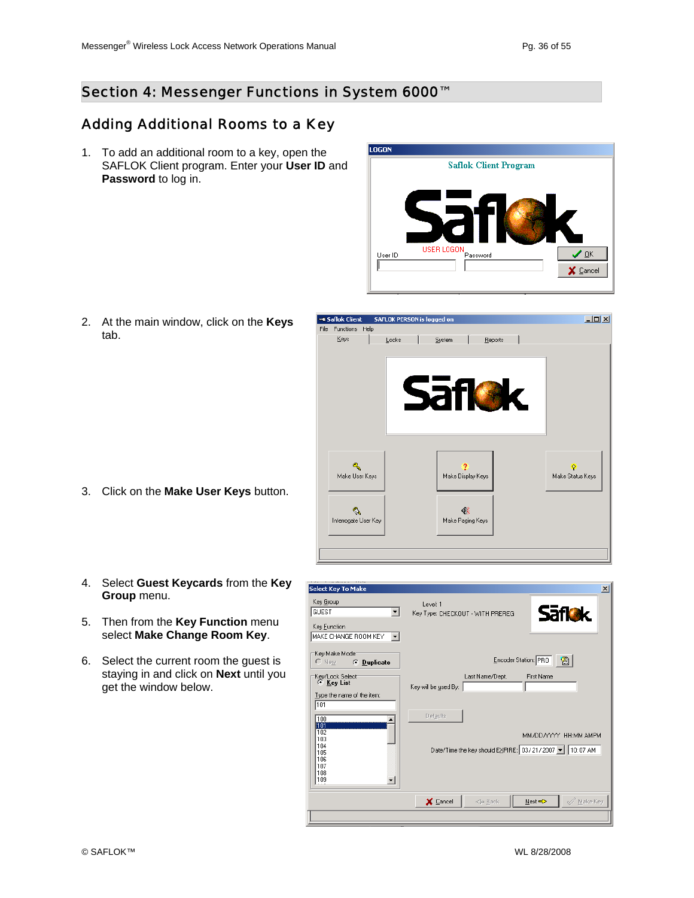# Section 4: Messenger Functions in System 6000™

## Adding Additional Rooms to a Key

1. To add an additional room to a key, open the SAFLOK Client program. Enter your **User ID** and **Password** to log in.

2. At the main window, click on the **Keys** tab.

3. Click on the **Make User Keys** button.

4. Select **Guest Keycards** from the **Key Group** menu.

5. Then from the **Key Function** menu select **Make Change Room Key**.

6. Select the current room the guest is staying in and click on **Next** until you get the window below.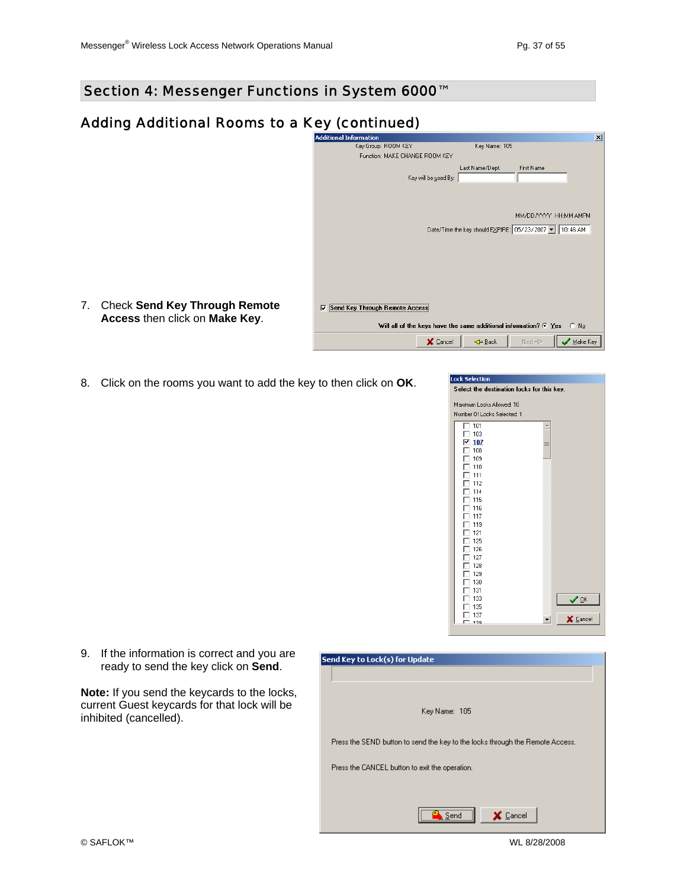## Section 4: Messenger Functions in System 6000™

### Adding Additional Rooms to a Key (continued)

7. Check **Send Key Through Remote Access** then click on **Make Key**.

8. Click on the rooms you want to add the key to then click on **OK**.

9. If the information is correct and you are ready to send the key click on **Send**.

**Note:** If you send the keycards to the locks, current Guest keycards for that lock will be inhibited (cancelled).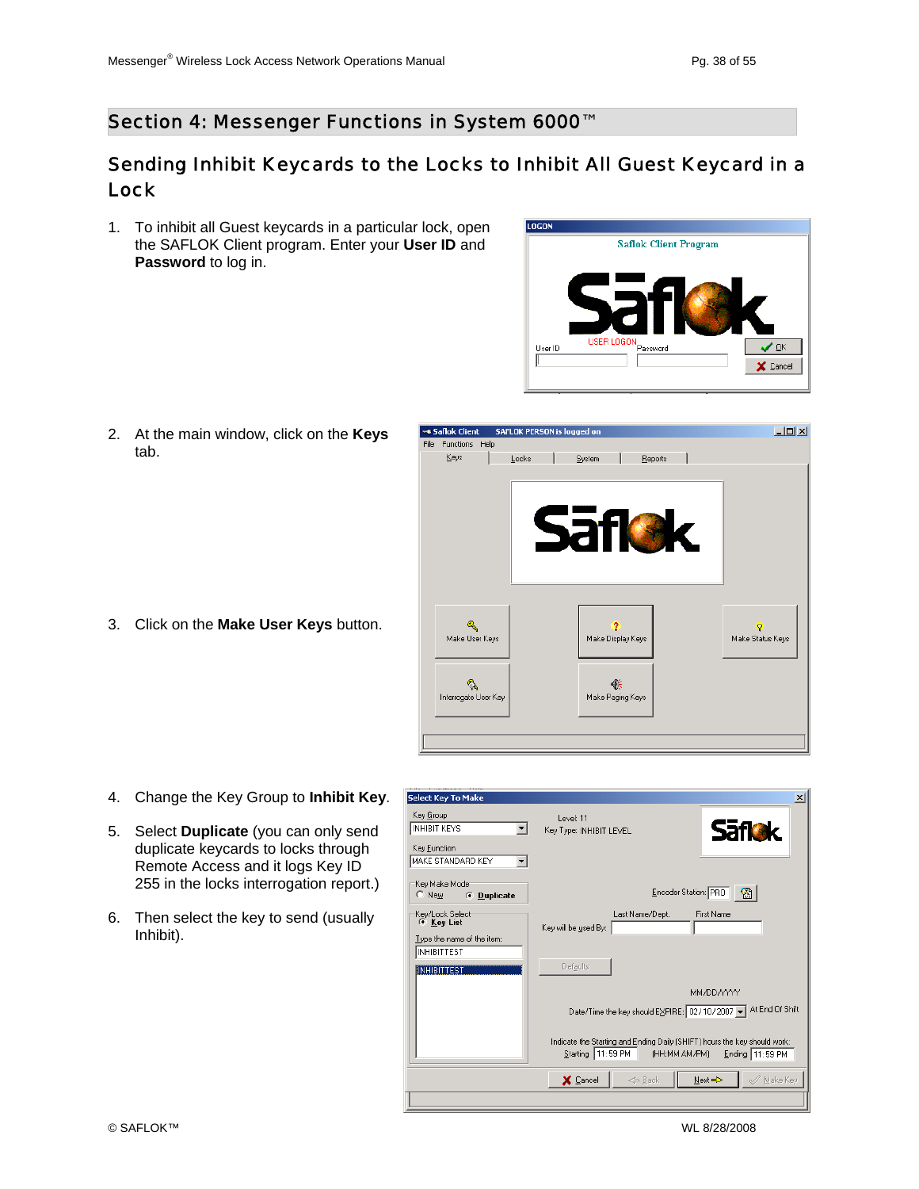## Section 4: Messenger Functions in System 6000™

### Sending Inhibit Keycards to the Locks to Inhibit All Guest Keycard in a Lock

1. To inhibit all Guest keycards in a particular lock, open the SAFLOK Client program. Enter your **User ID** and **Password** to log in.

2. At the main window, click on the **Keys** tab.

3. Click on the **Make User Keys** button.

4. Change the Key Group to **Inhibit Key**.

5. Select **Duplicate** (you can only send duplicate keycards to locks through Remote Access and it logs Key ID 255 in the locks interrogation report.)

6. Then select the key to send (usually Inhibit).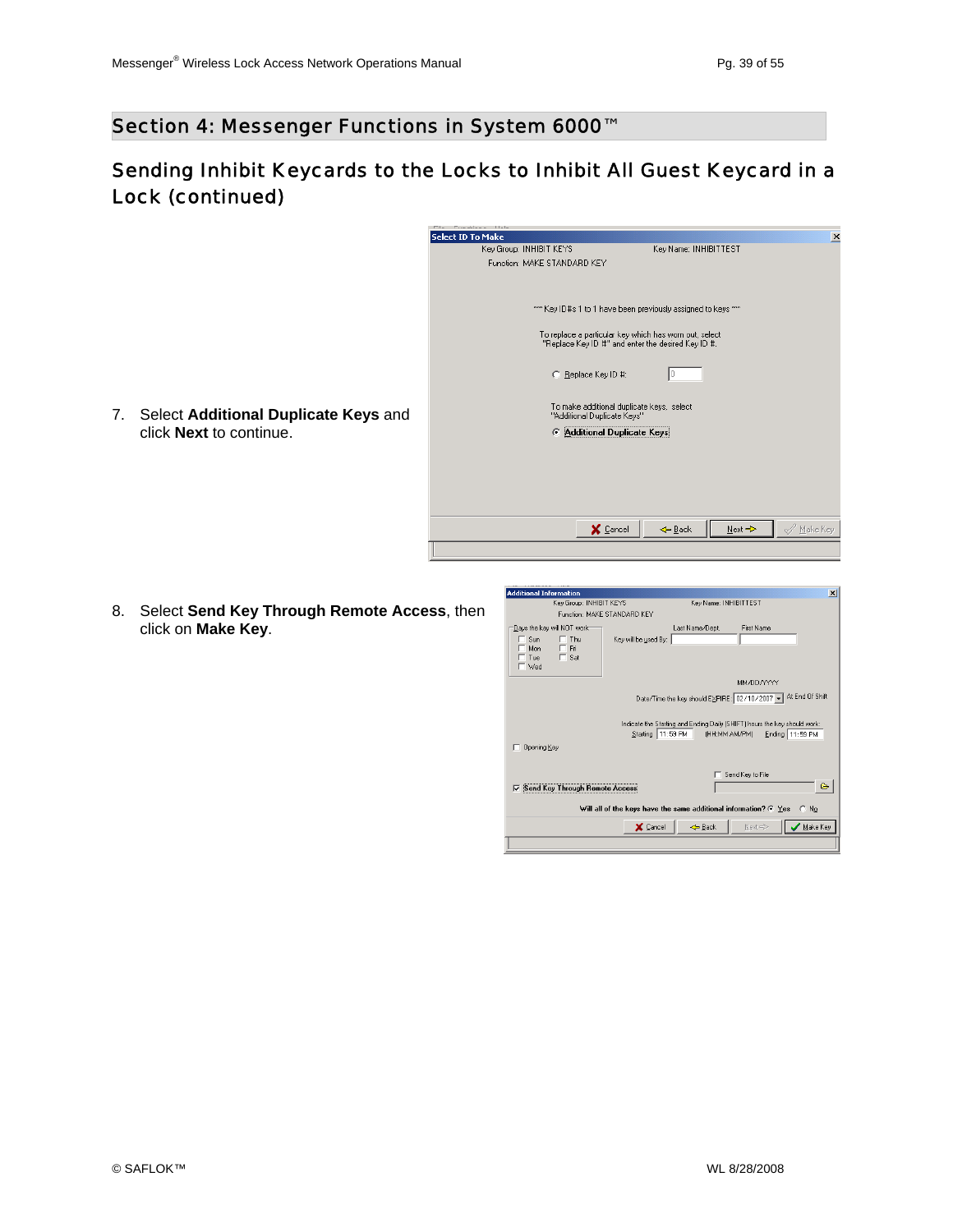# Section 4: Messenger Functions in System 6000™

## Sending Inhibit Keycards to the Locks to Inhibit All Guest Keycard in a Lock (continued)

7. Select **Additional Duplicate Keys** and click **Next** to continue.

8. Select **Send Key Through Remote Access**, then click on **Make Key**.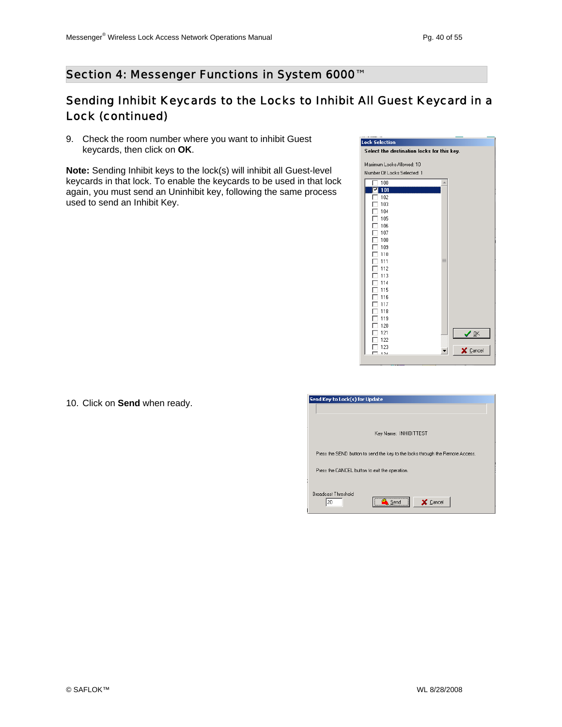## Section 4: Messenger Functions in System 6000™

### Sending Inhibit Keycards to the Locks to Inhibit All Guest Keycard in a Lock (continued)

9. Check the room number where you want to inhibit Guest keycards, then click on **OK**.

**Note:** Sending Inhibit keys to the lock(s) will inhibit all Guest-level keycards in that lock. To enable the keycards to be used in that lock again, you must send an Uninhibit key, following the same process used to send an Inhibit Key.

10. Click on **Send** when ready.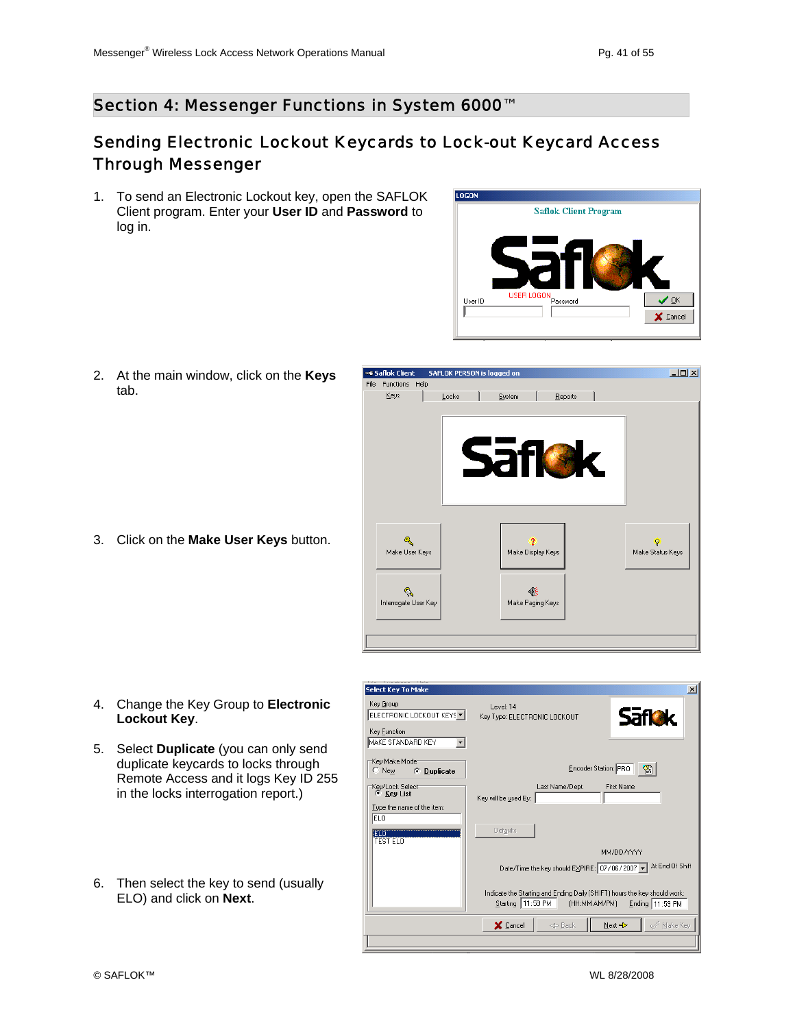# Section 4: Messenger Functions in System 6000™

## Sending Electronic Lockout Keycards to Lock-out Keycard Access Through Messenger

1. To send an Electronic Lockout key, open the SAFLOK Client program. Enter your **User ID** and **Password** to log in.

2. At the main window, click on the **Keys** tab.

3. Click on the **Make User Keys** button.

4. Change the Key Group to **Electronic Lockout Key**.

5. Select **Duplicate** (you can only send duplicate keycards to locks through Remote Access and it logs Key ID 255 in the locks interrogation report.)

6. Then select the key to send (usually ELO) and click on **Next**.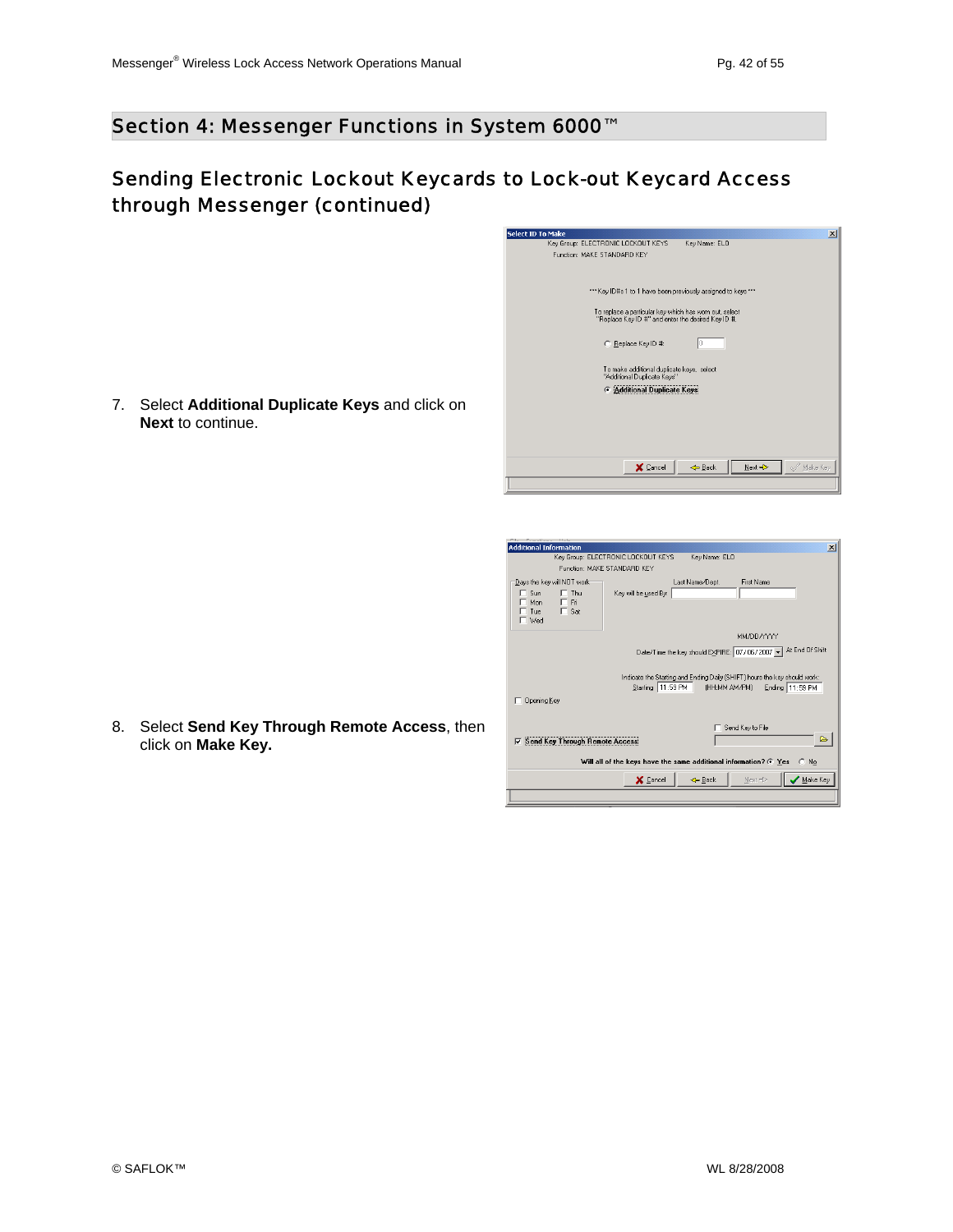## Section 4: Messenger Functions in System 6000™

### Sending Electronic Lockout Keycards to Lock-out Keycard Access through Messenger (continued)

7. Select **Additional Duplicate Keys** and click on **Next** to continue.

8. Select **Send Key Through Remote Access**, then click on **Make Key.**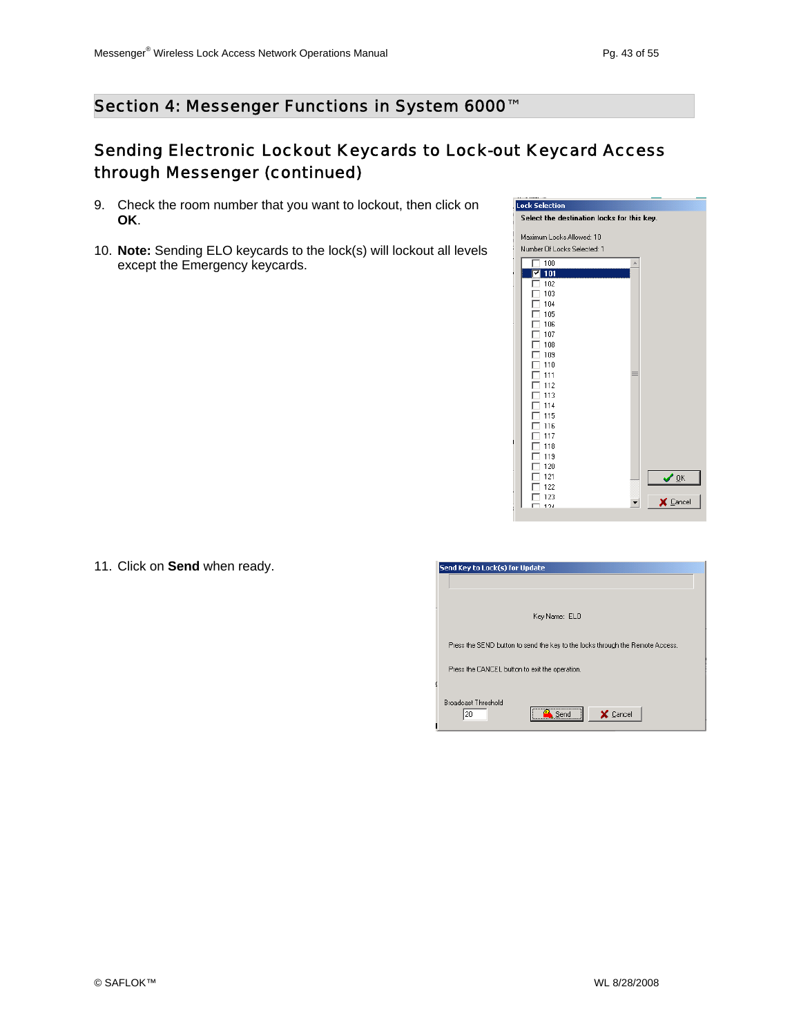## Section 4: Messenger Functions in System 6000™

### Sending Electronic Lockout Keycards to Lock-out Keycard Access through Messenger (continued)

9. Check the room number that you want to lockout, then click on **OK**.

10. **Note:** Sending ELO keycards to the lock(s) will lockout all levels except the Emergency keycards.

11. Click on **Send** when ready.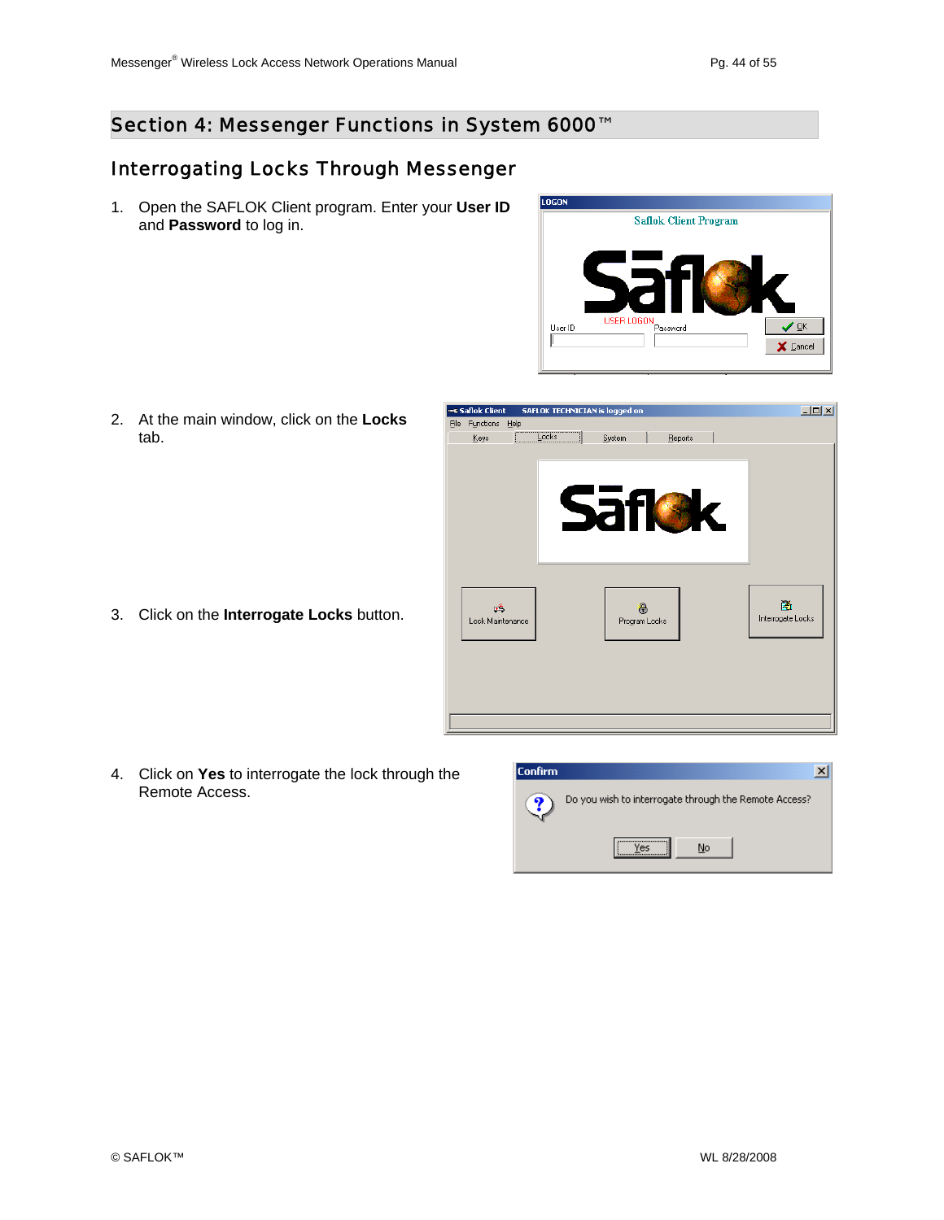## Section 4: Messenger Functions in System 6000™

### Interrogating Locks Through Messenger

1. Open the SAFLOK Client program. Enter your **User ID** and **Password** to log in.

2. At the main window, click on the **Locks** tab.

3. Click on the **Interrogate Locks** button.

4. Click on **Yes** to interrogate the lock through the Remote Access.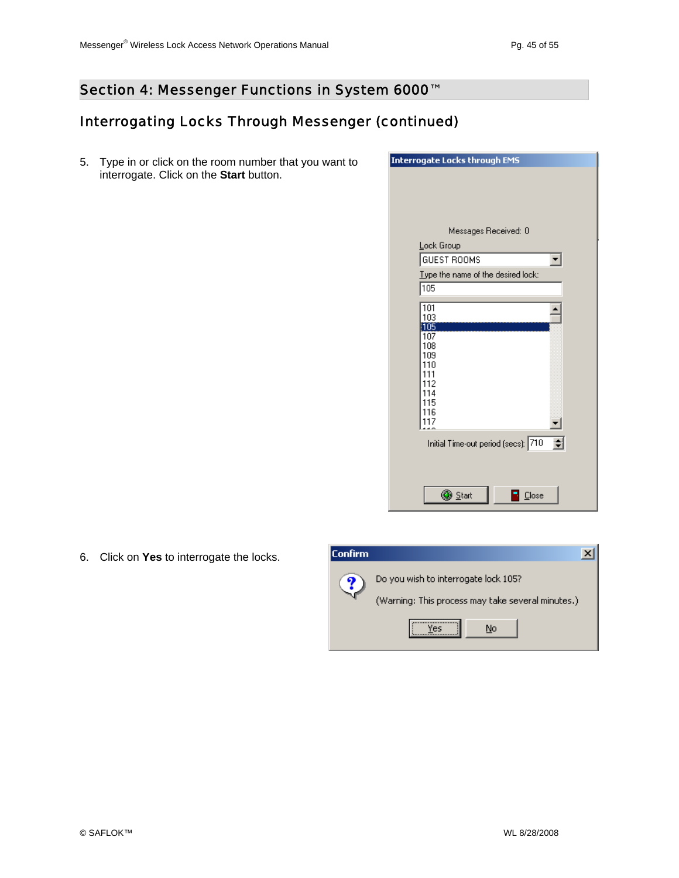## Section 4: Messenger Functions in System 6000™

### Interrogating Locks Through Messenger (continued)

5. Type in or click on the room number that you want to interrogate. Click on the **Start** button.

6. Click on **Yes** to interrogate the locks.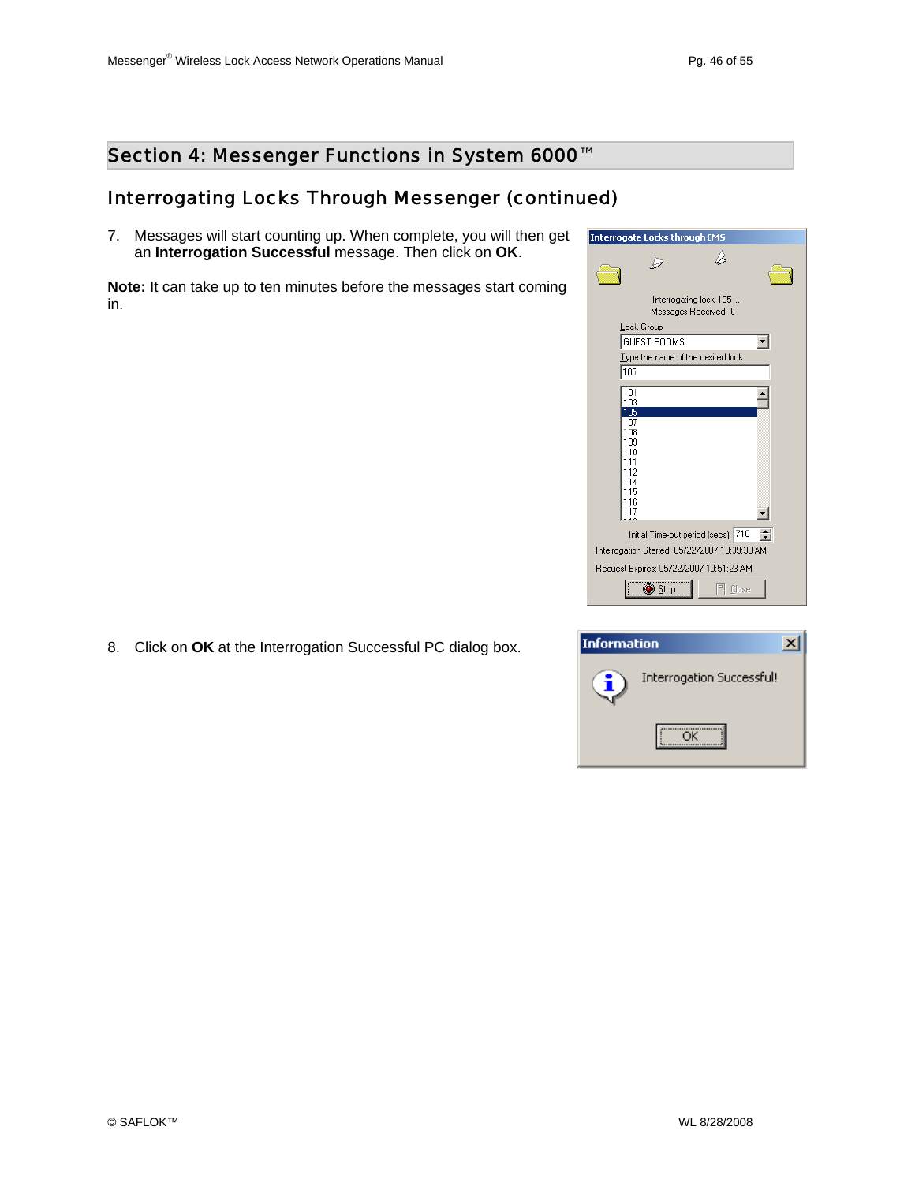## Section 4: Messenger Functions in System 6000™

### Interrogating Locks Through Messenger (continued)

7. Messages will start counting up. When complete, you will then get an **Interrogation Successful** message. Then click on **OK**.

**Note:** It can take up to ten minutes before the messages start coming in.

8. Click on **OK** at the Interrogation Successful PC dialog box.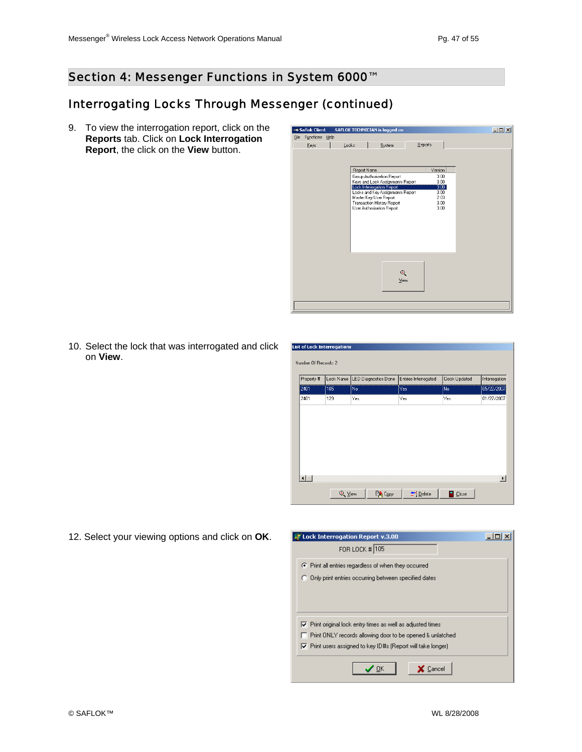## Section 4: Messenger Functions in System 6000™

### Interrogating Locks Through Messenger (continued)

9. To view the interrogation report, click on the **Reports** tab. Click on **Lock Interrogation Report**, the click on the **View** button.

10. Select the lock that was interrogated and click on **View**.

12. Select your viewing options and click on **OK**.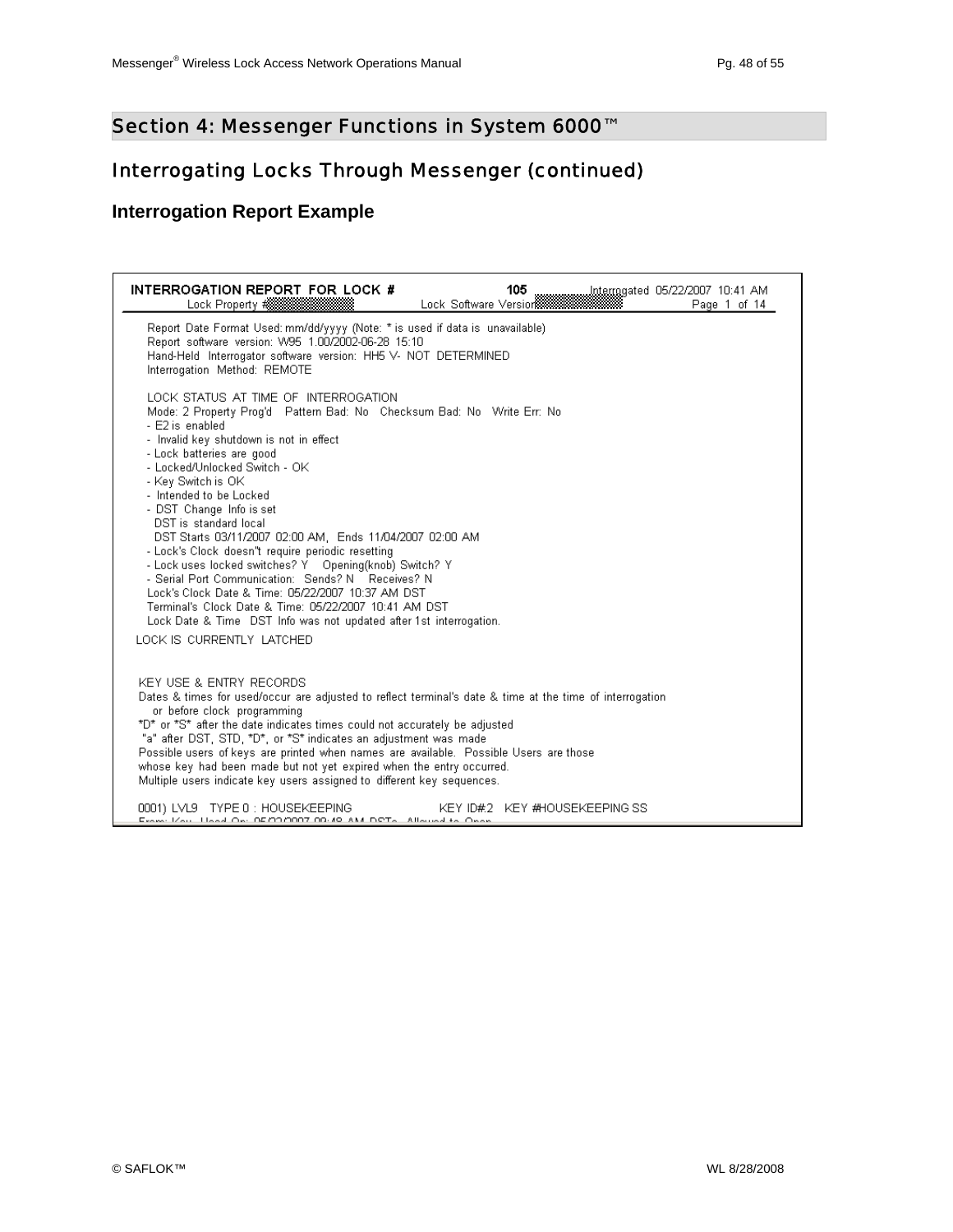## Section 4: Messenger Functions in System 6000™

### Interrogating Locks Through Messenger (continued)

#### Interrogation Report Example

```
INTERROGATION REPORT FOR LOCK #                105          Interrogated 05/22/2007 10:41 AM
        Lock Property #                  Lock Software Version                 Page 1 of 14

  Report Date Format Used: mm/dd/yyyy (Note: * is used if data is unavailable)
  Report software version: W95 1.00/2002-06-28 15:10
  Hand-Held Interrogator software version: HH5 V- NOT DETERMINED
  Interrogation Method: REMOTE

  LOCK STATUS AT TIME OF INTERROGATION
  Mode: 2 Property Prog'd   Pattern Bad: No   Checksum Bad: No   Write Err: No
  - E2 is enabled
  - Invalid key shutdown is not in effect
  - Lock batteries are good
  - Locked/Unlocked Switch - OK
  - Key Switch is OK
  - Intended to be Locked
  - DST Change Info is set
    DST is standard local
    DST Starts 03/11/2007 02:00 AM, Ends 11/04/2007 02:00 AM
  - Lock's Clock doesn"t require periodic resetting
  - Lock uses locked switches? Y   Opening(knob) Switch? Y
  - Serial Port Communication: Sends? N   Receives? N
  Lock's Clock Date & Time: 05/22/2007 10:37 AM DST
  Terminal's Clock Date & Time: 05/22/2007 10:41 AM DST
  Lock Date & Time DST Info was not updated after 1st interrogation.
 LOCK IS CURRENTLY LATCHED


 KEY USE & ENTRY RECORDS
 Dates & times for used/occur are adjusted to reflect terminal's date & time at the time of interrogation
    or before clock programming
 *D* or *S* after the date indicates times could not accurately be adjusted
  "a" after DST, STD, *D*, or *S* indicates an adjustment was made
 Possible users of keys are printed when names are available. Possible Users are those
 whose key had been made but not yet expired when the entry occurred.
 Multiple users indicate key users assigned to different key sequences.

 0001) LVL9   TYPE 0 : HOUSEKEEPING              KEY ID#:2   KEY #HOUSEKEEPING SS
```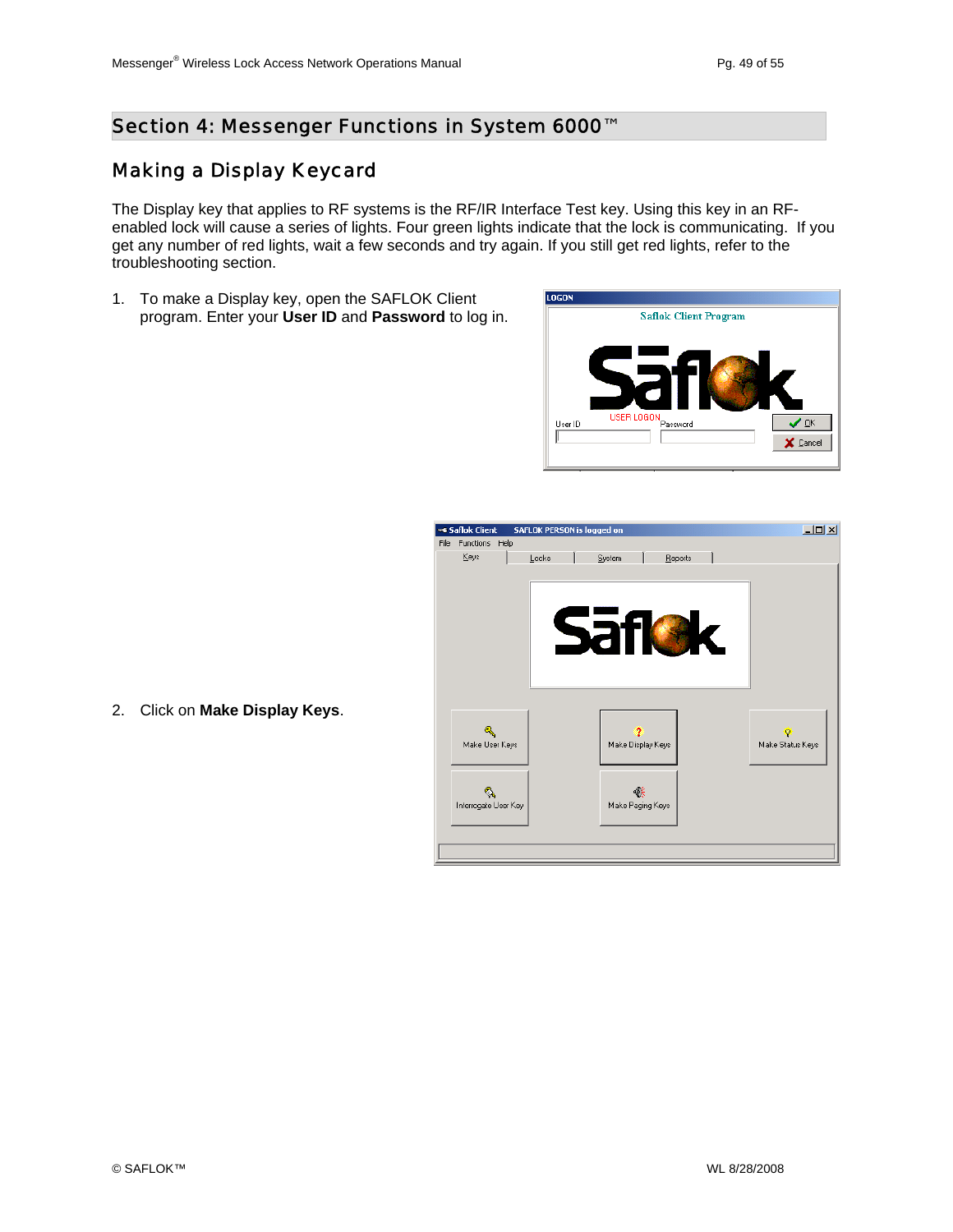# Section 4: Messenger Functions in System 6000™

## Making a Display Keycard

The Display key that applies to RF systems is the RF/IR Interface Test key. Using this key in an RF-enabled lock will cause a series of lights. Four green lights indicate that the lock is communicating. If you get any number of red lights, wait a few seconds and try again. If you still get red lights, refer to the troubleshooting section.

1. To make a Display key, open the SAFLOK Client program. Enter your **User ID** and **Password** to log in.

2. Click on **Make Display Keys**.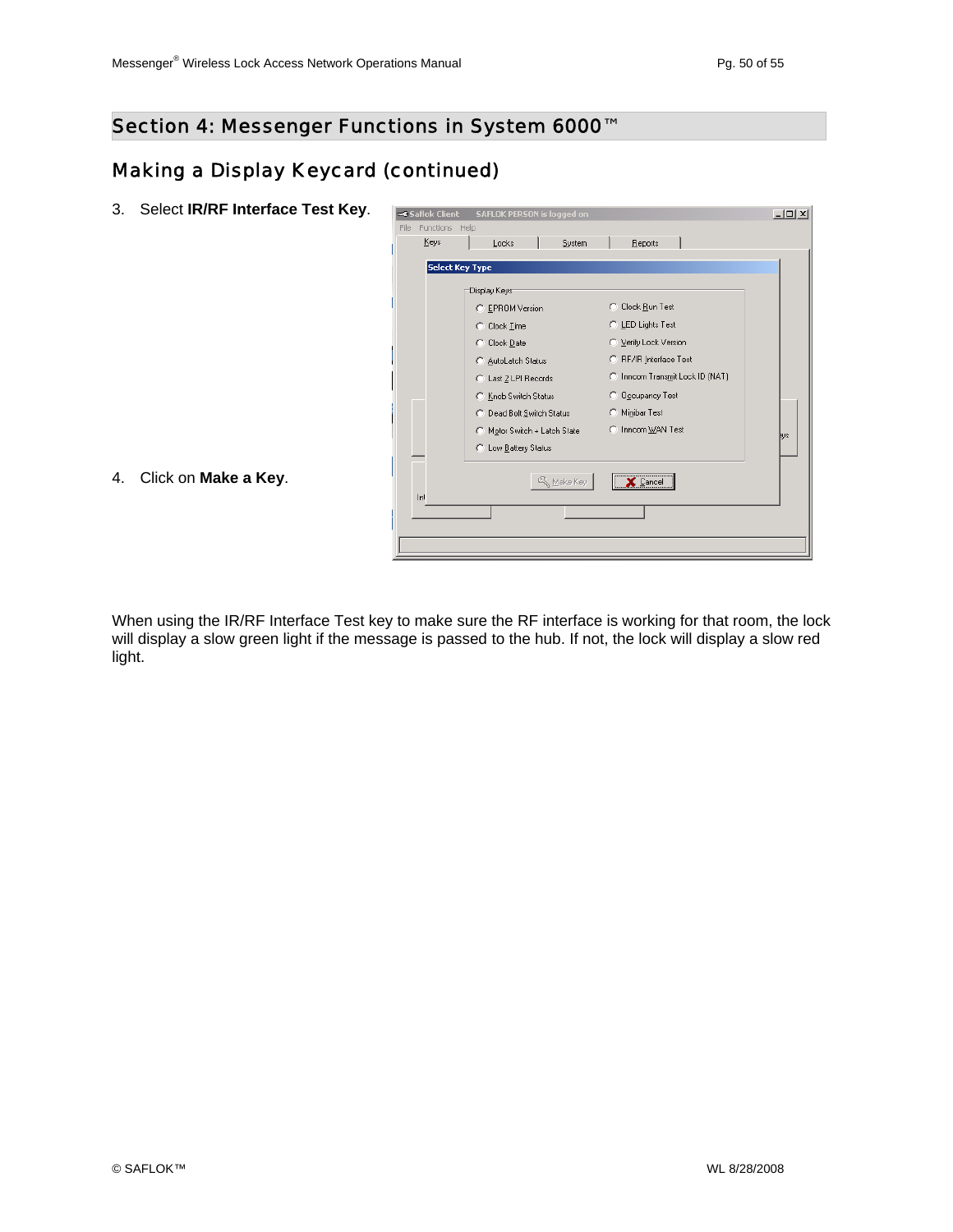# Section 4: Messenger Functions in System 6000™

## Making a Display Keycard (continued)

3. Select **IR/RF Interface Test Key**.

4. Click on **Make a Key**.

When using the IR/RF Interface Test key to make sure the RF interface is working for that room, the lock will display a slow green light if the message is passed to the hub. If not, the lock will display a slow red light.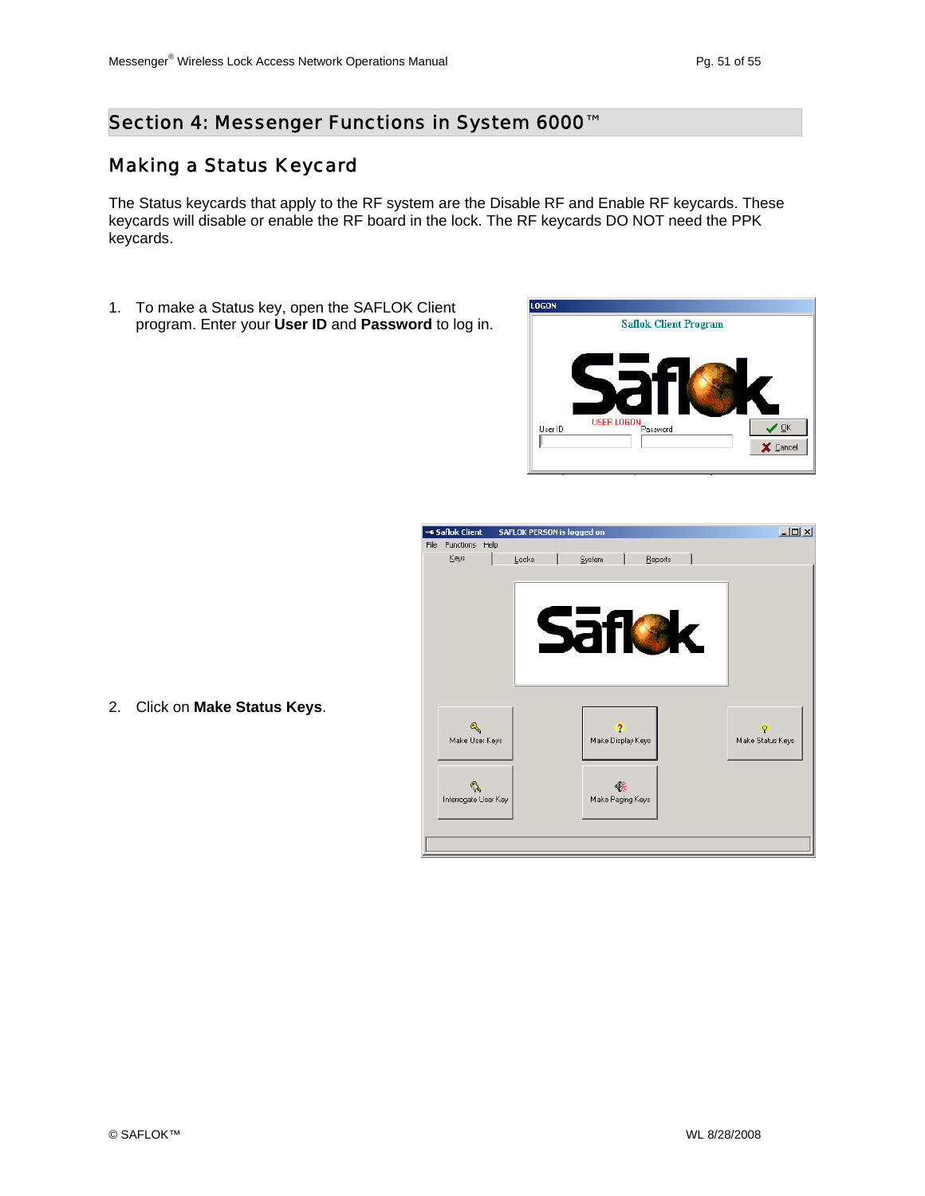# Section 4: Messenger Functions in System 6000™

## Making a Status Keycard

The Status keycards that apply to the RF system are the Disable RF and Enable RF keycards. These keycards will disable or enable the RF board in the lock. The RF keycards DO NOT need the PPK keycards.

1. To make a Status key, open the SAFLOK Client program. Enter your **User ID** and **Password** to log in.

2. Click on **Make Status Keys**.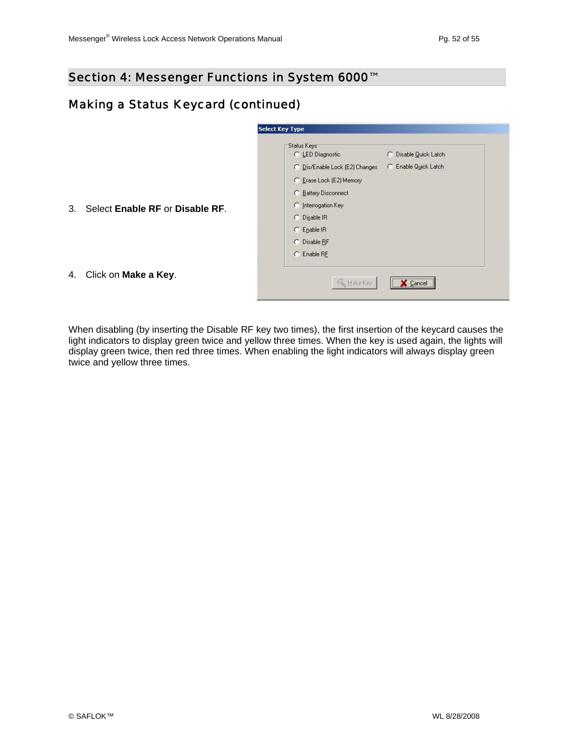## Section 4: Messenger Functions in System 6000™

### Making a Status Keycard (continued)

3. Select **Enable RF** or **Disable RF**.

4. Click on **Make a Key**.

When disabling (by inserting the Disable RF key two times), the first insertion of the keycard causes the light indicators to display green twice and yellow three times. When the key is used again, the lights will display green twice, then red three times. When enabling the light indicators will always display green twice and yellow three times.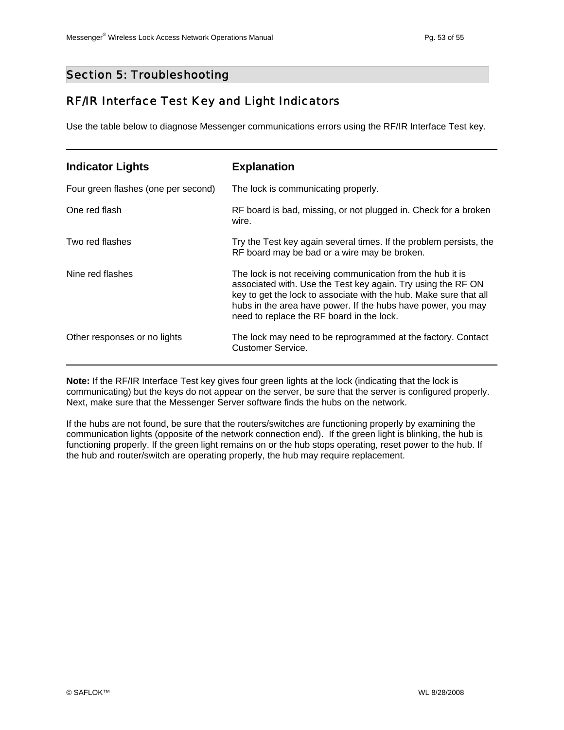# Section 5: Troubleshooting

## RF/IR Interface Test Key and Light Indicators

Use the table below to diagnose Messenger communications errors using the RF/IR Interface Test key.

| Indicator Lights | Explanation |
|---|---|
| Four green flashes (one per second) | The lock is communicating properly. |
| One red flash | RF board is bad, missing, or not plugged in. Check for a broken wire. |
| Two red flashes | Try the Test key again several times. If the problem persists, the RF board may be bad or a wire may be broken. |
| Nine red flashes | The lock is not receiving communication from the hub it is associated with. Use the Test key again. Try using the RF ON key to get the lock to associate with the hub. Make sure that all hubs in the area have power. If the hubs have power, you may need to replace the RF board in the lock. |
| Other responses or no lights | The lock may need to be reprogrammed at the factory. Contact Customer Service. |

**Note:** If the RF/IR Interface Test key gives four green lights at the lock (indicating that the lock is communicating) but the keys do not appear on the server, be sure that the server is configured properly. Next, make sure that the Messenger Server software finds the hubs on the network.

If the hubs are not found, be sure that the routers/switches are functioning properly by examining the communication lights (opposite of the network connection end). If the green light is blinking, the hub is functioning properly. If the green light remains on or the hub stops operating, reset power to the hub. If the hub and router/switch are operating properly, the hub may require replacement.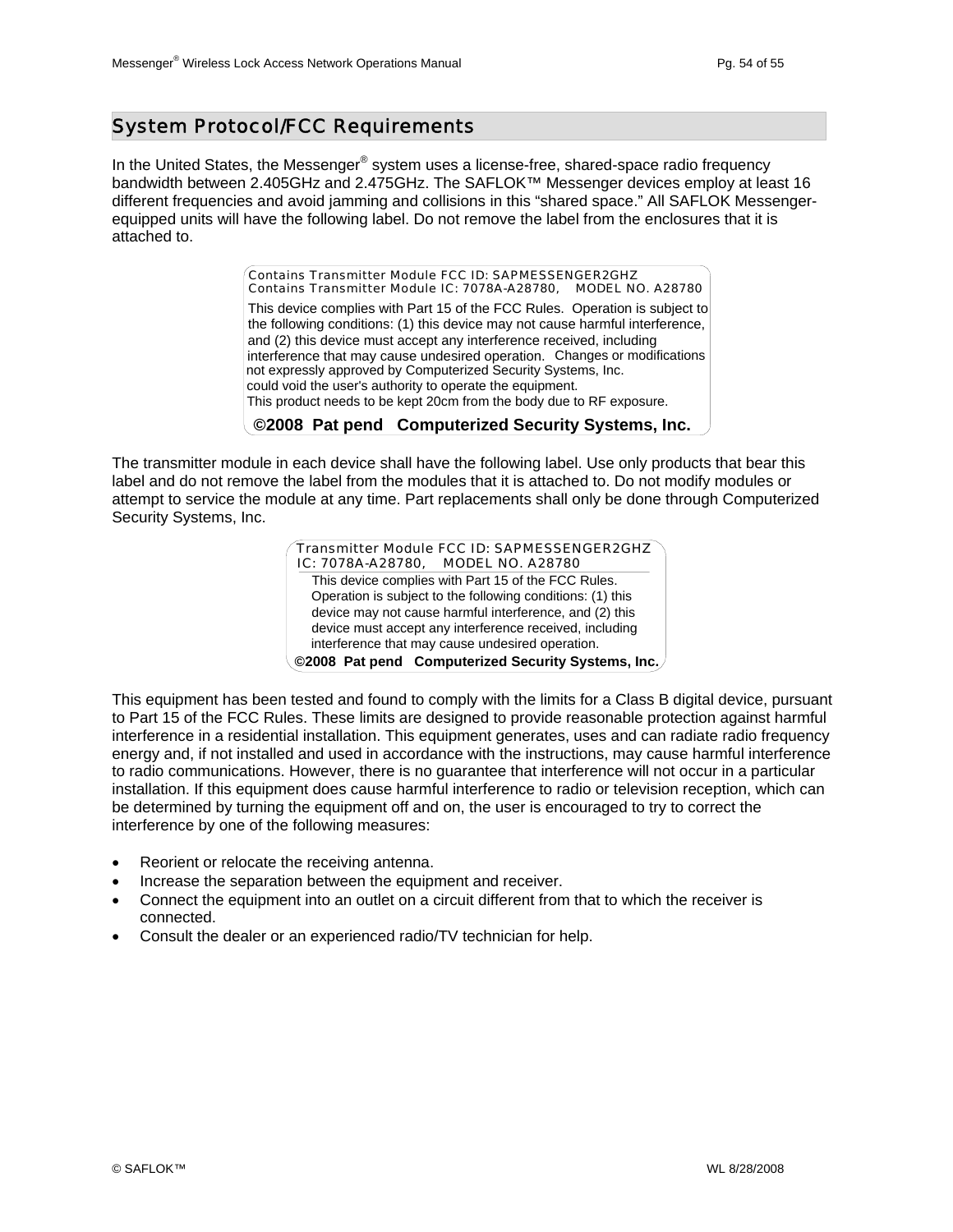## System Protocol/FCC Requirements

In the United States, the Messenger® system uses a license-free, shared-space radio frequency bandwidth between 2.405GHz and 2.475GHz. The SAFLOK™ Messenger devices employ at least 16 different frequencies and avoid jamming and collisions in this "shared space." All SAFLOK Messenger-equipped units will have the following label. Do not remove the label from the enclosures that it is attached to.

> Contains Transmitter Module FCC ID: SAPMESSENGER2GHZ
> Contains Transmitter Module IC: 7078A-A28780,    MODEL NO. A28780
> This device complies with Part 15 of the FCC Rules. Operation is subject to the following conditions: (1) this device may not cause harmful interference, and (2) this device must accept any interference received, including interference that may cause undesired operation. Changes or modifications not expressly approved by Computerized Security Systems, Inc. could void the user's authority to operate the equipment.
> This product needs to be kept 20cm from the body due to RF exposure.
> **©2008 Pat pend Computerized Security Systems, Inc.**

The transmitter module in each device shall have the following label. Use only products that bear this label and do not remove the label from the modules that it is attached to. Do not modify modules or attempt to service the module at any time. Part replacements shall only be done through Computerized Security Systems, Inc.

> Transmitter Module FCC ID: SAPMESSENGER2GHZ
> IC: 7078A-A28780,    MODEL NO. A28780
> This device complies with Part 15 of the FCC Rules. Operation is subject to the following conditions: (1) this device may not cause harmful interference, and (2) this device must accept any interference received, including interference that may cause undesired operation.
> **©2008 Pat pend Computerized Security Systems, Inc.**

This equipment has been tested and found to comply with the limits for a Class B digital device, pursuant to Part 15 of the FCC Rules. These limits are designed to provide reasonable protection against harmful interference in a residential installation. This equipment generates, uses and can radiate radio frequency energy and, if not installed and used in accordance with the instructions, may cause harmful interference to radio communications. However, there is no guarantee that interference will not occur in a particular installation. If this equipment does cause harmful interference to radio or television reception, which can be determined by turning the equipment off and on, the user is encouraged to try to correct the interference by one of the following measures:

- Reorient or relocate the receiving antenna.
- Increase the separation between the equipment and receiver.
- Connect the equipment into an outlet on a circuit different from that to which the receiver is connected.
- Consult the dealer or an experienced radio/TV technician for help.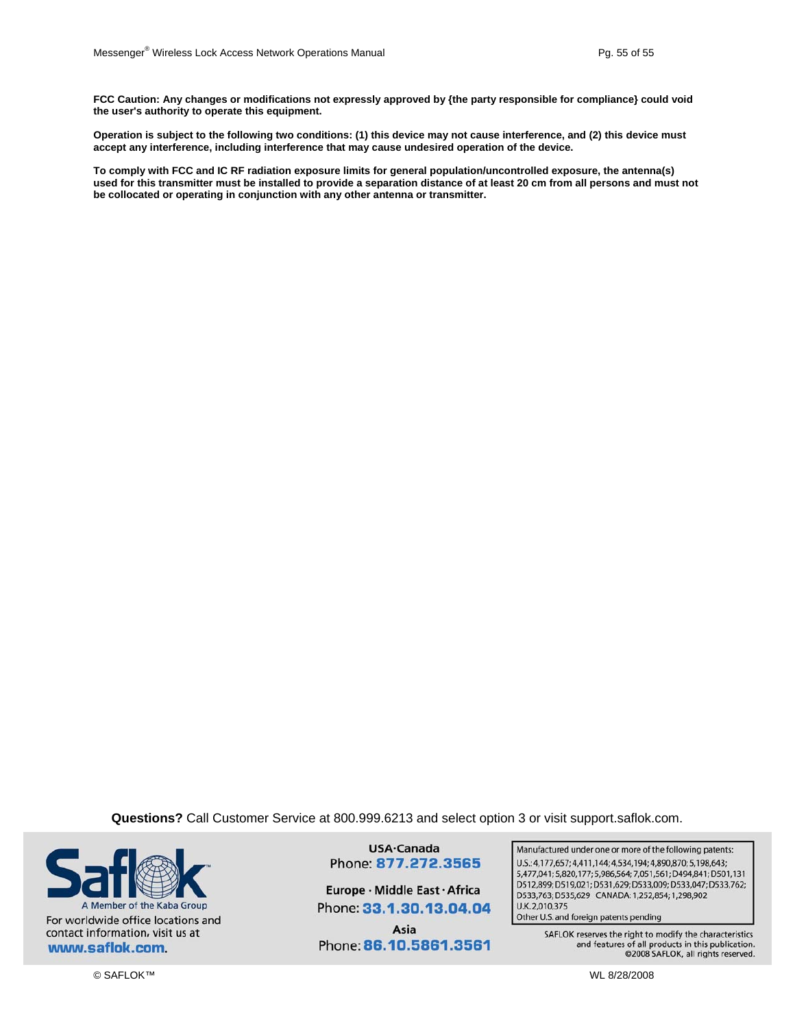**FCC Caution: Any changes or modifications not expressly approved by {the party responsible for compliance} could void the user's authority to operate this equipment.**

**Operation is subject to the following two conditions: (1) this device may not cause interference, and (2) this device must accept any interference, including interference that may cause undesired operation of the device.**

**To comply with FCC and IC RF radiation exposure limits for general population/uncontrolled exposure, the antenna(s) used for this transmitter must be installed to provide a separation distance of at least 20 cm from all persons and must not be collocated or operating in conjunction with any other antenna or transmitter.**

**Questions?** Call Customer Service at 800.999.6213 and select option 3 or visit support.saflok.com.

Saflok™
A Member of the Kaba Group
For worldwide office locations and contact information, visit us at **www.saflok.com**.

**USA·Canada**
Phone: **877.272.3565**

**Europe · Middle East · Africa**
Phone: **33.1.30.13.04.04**

**Asia**
Phone: **86.10.5861.3561**

Manufactured under one or more of the following patents:
U.S.: 4,177,657; 4,411,144; 4,534,194; 4,890,870; 5,198,643; 5,477,041; 5,820,177; 5,986,564; 7,051,561; D494,841; D501,131 D512,899; D519,021; D531,629; D533,009; D533,047; D533,762; D533,763; D535,629 CANADA: 1,252,854; 1,298,902
U.K. 2,010,375
Other U.S. and foreign patents pending

SAFLOK reserves the right to modify the characteristics and features of all products in this publication.
©2008 SAFLOK, all rights reserved.

© SAFLOK™ WL 8/28/2008